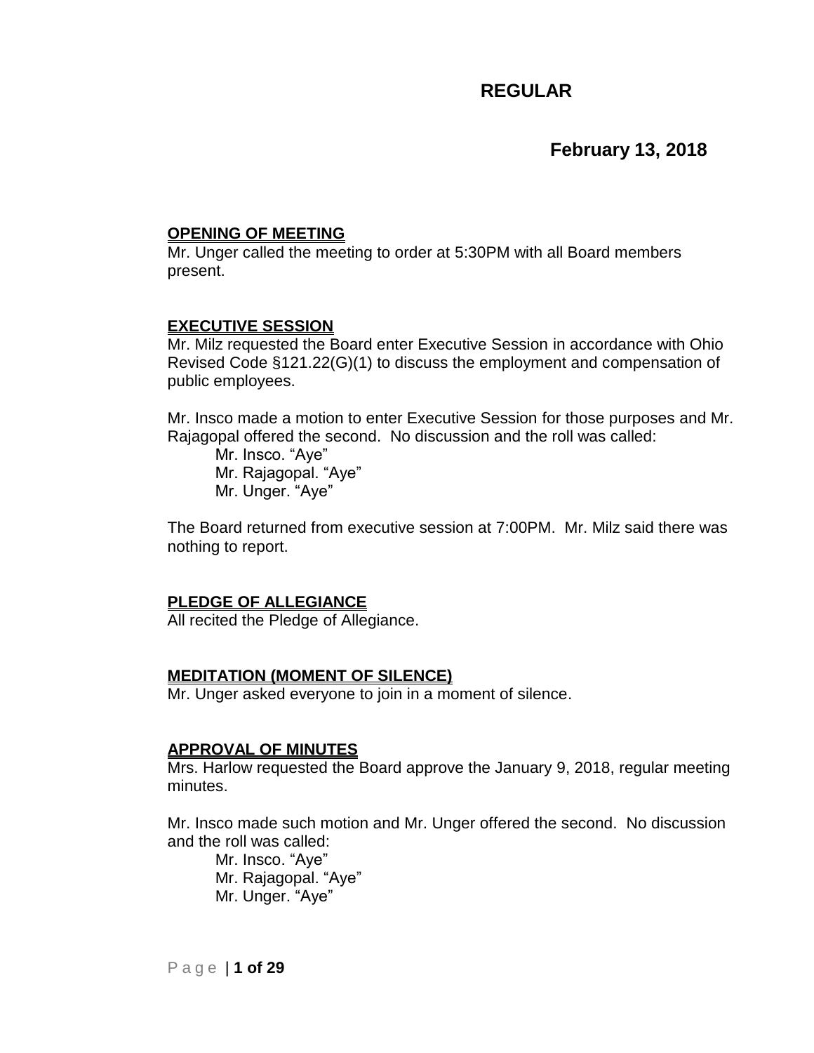# REGULAR

## February 13, 2018

**OPENING OF MEETING**

Mr. Unger called the meeting to order at 5:30PM with all Board members present.

**EXECUTIVE SESSION**

Mr. Milz requested the Board enter Executive Session in accordance with Ohio Revised Code §121.22(G)(1) to discuss the employment and compensation of public employees.

Mr. Insco made a motion to enter Executive Session for those purposes and Mr. Rajagopal offered the second. No discussion and the roll was called:

Mr. Insco. "Aye"
Mr. Rajagopal. "Aye"
Mr. Unger. "Aye"

The Board returned from executive session at 7:00PM. Mr. Milz said there was nothing to report.

**PLEDGE OF ALLEGIANCE**

All recited the Pledge of Allegiance.

**MEDITATION (MOMENT OF SILENCE)**

Mr. Unger asked everyone to join in a moment of silence.

**APPROVAL OF MINUTES**

Mrs. Harlow requested the Board approve the January 9, 2018, regular meeting minutes.

Mr. Insco made such motion and Mr. Unger offered the second. No discussion and the roll was called:

Mr. Insco. "Aye"
Mr. Rajagopal. "Aye"
Mr. Unger. "Aye"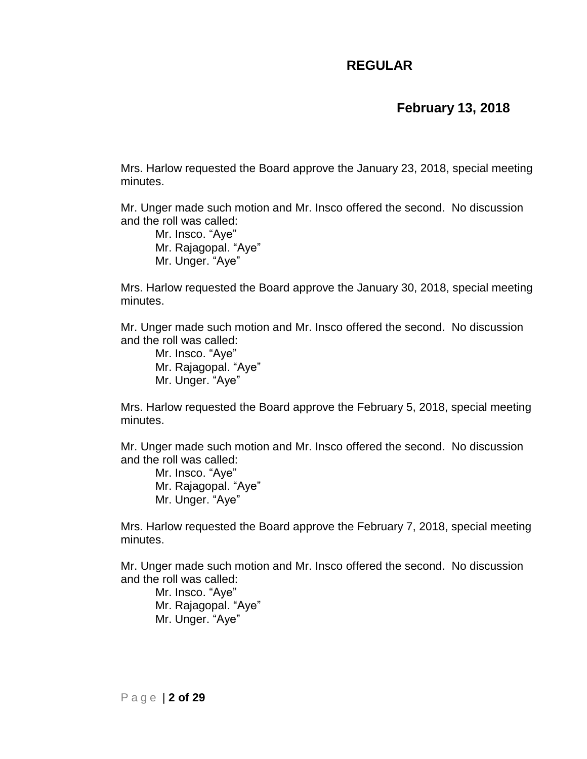Mrs. Harlow requested the Board approve the January 23, 2018, special meeting minutes.

Mr. Unger made such motion and Mr. Insco offered the second. No discussion and the roll was called:

Mr. Insco. “Aye”
Mr. Rajagopal. “Aye”
Mr. Unger. “Aye”

Mrs. Harlow requested the Board approve the January 30, 2018, special meeting minutes.

Mr. Unger made such motion and Mr. Insco offered the second. No discussion and the roll was called:

Mr. Insco. “Aye”
Mr. Rajagopal. “Aye”
Mr. Unger. “Aye”

Mrs. Harlow requested the Board approve the February 5, 2018, special meeting minutes.

Mr. Unger made such motion and Mr. Insco offered the second. No discussion and the roll was called:

Mr. Insco. “Aye”
Mr. Rajagopal. “Aye”
Mr. Unger. “Aye”

Mrs. Harlow requested the Board approve the February 7, 2018, special meeting minutes.

Mr. Unger made such motion and Mr. Insco offered the second. No discussion and the roll was called:

Mr. Insco. “Aye”
Mr. Rajagopal. “Aye”
Mr. Unger. “Aye”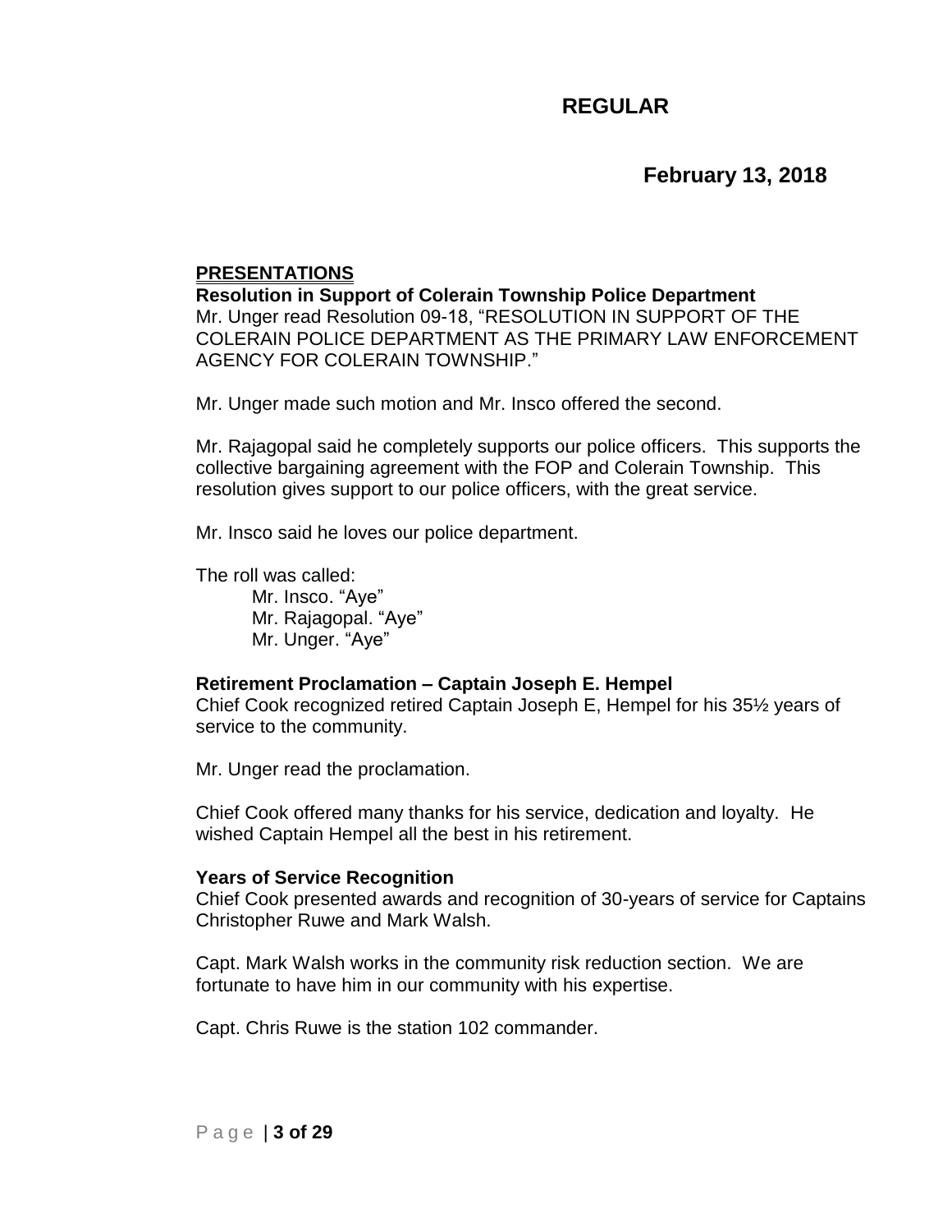# REGULAR

## February 13, 2018

**PRESENTATIONS**

**Resolution in Support of Colerain Township Police Department**

Mr. Unger read Resolution 09-18, "RESOLUTION IN SUPPORT OF THE COLERAIN POLICE DEPARTMENT AS THE PRIMARY LAW ENFORCEMENT AGENCY FOR COLERAIN TOWNSHIP."

Mr. Unger made such motion and Mr. Insco offered the second.

Mr. Rajagopal said he completely supports our police officers. This supports the collective bargaining agreement with the FOP and Colerain Township. This resolution gives support to our police officers, with the great service.

Mr. Insco said he loves our police department.

The roll was called:

Mr. Insco. "Aye"
Mr. Rajagopal. "Aye"
Mr. Unger. "Aye"

**Retirement Proclamation – Captain Joseph E. Hempel**

Chief Cook recognized retired Captain Joseph E, Hempel for his 35½ years of service to the community.

Mr. Unger read the proclamation.

Chief Cook offered many thanks for his service, dedication and loyalty. He wished Captain Hempel all the best in his retirement.

**Years of Service Recognition**

Chief Cook presented awards and recognition of 30-years of service for Captains Christopher Ruwe and Mark Walsh.

Capt. Mark Walsh works in the community risk reduction section. We are fortunate to have him in our community with his expertise.

Capt. Chris Ruwe is the station 102 commander.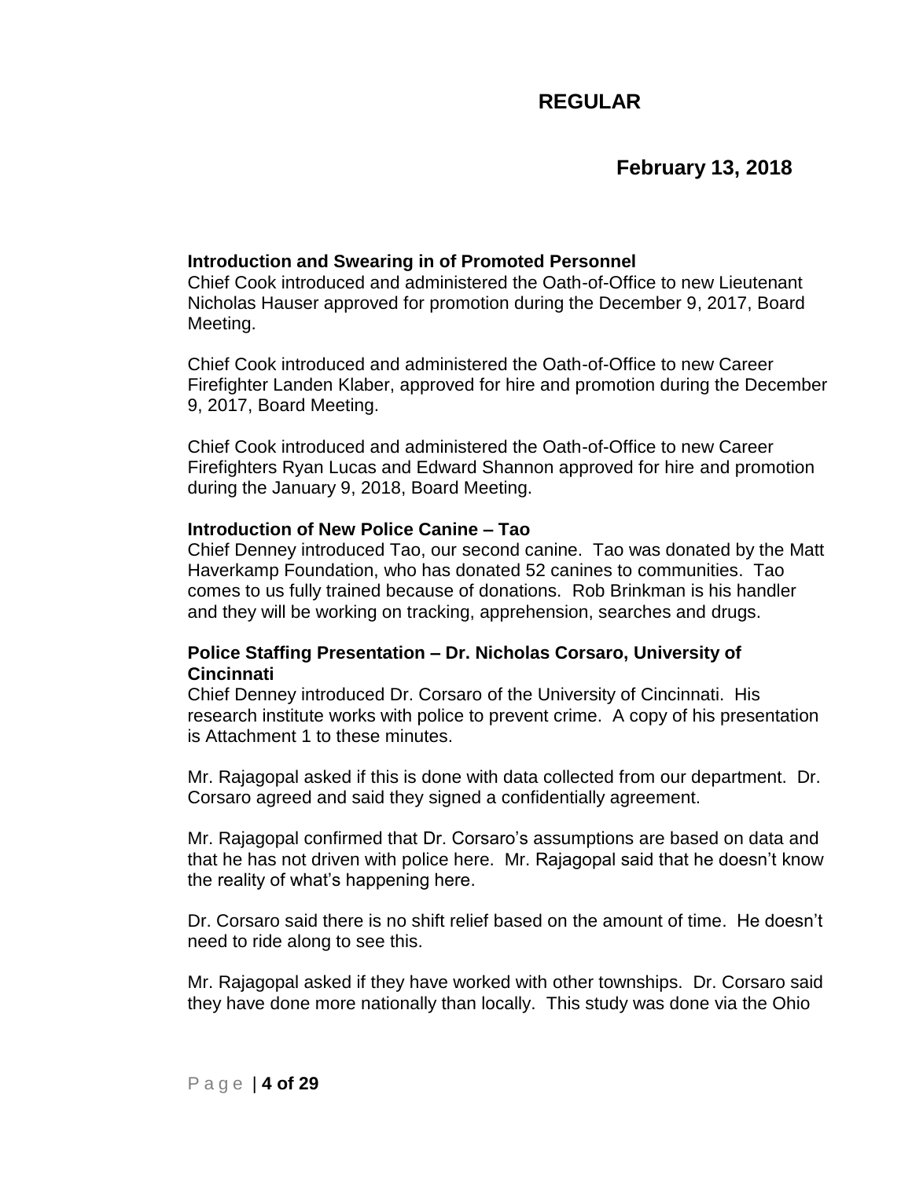**Introduction and Swearing in of Promoted Personnel**
Chief Cook introduced and administered the Oath-of-Office to new Lieutenant Nicholas Hauser approved for promotion during the December 9, 2017, Board Meeting.

Chief Cook introduced and administered the Oath-of-Office to new Career Firefighter Landen Klaber, approved for hire and promotion during the December 9, 2017, Board Meeting.

Chief Cook introduced and administered the Oath-of-Office to new Career Firefighters Ryan Lucas and Edward Shannon approved for hire and promotion during the January 9, 2018, Board Meeting.

**Introduction of New Police Canine – Tao**
Chief Denney introduced Tao, our second canine. Tao was donated by the Matt Haverkamp Foundation, who has donated 52 canines to communities. Tao comes to us fully trained because of donations. Rob Brinkman is his handler and they will be working on tracking, apprehension, searches and drugs.

**Police Staffing Presentation – Dr. Nicholas Corsaro, University of Cincinnati**
Chief Denney introduced Dr. Corsaro of the University of Cincinnati. His research institute works with police to prevent crime. A copy of his presentation is Attachment 1 to these minutes.

Mr. Rajagopal asked if this is done with data collected from our department. Dr. Corsaro agreed and said they signed a confidentially agreement.

Mr. Rajagopal confirmed that Dr. Corsaro's assumptions are based on data and that he has not driven with police here. Mr. Rajagopal said that he doesn't know the reality of what's happening here.

Dr. Corsaro said there is no shift relief based on the amount of time. He doesn't need to ride along to see this.

Mr. Rajagopal asked if they have worked with other townships. Dr. Corsaro said they have done more nationally than locally. This study was done via the Ohio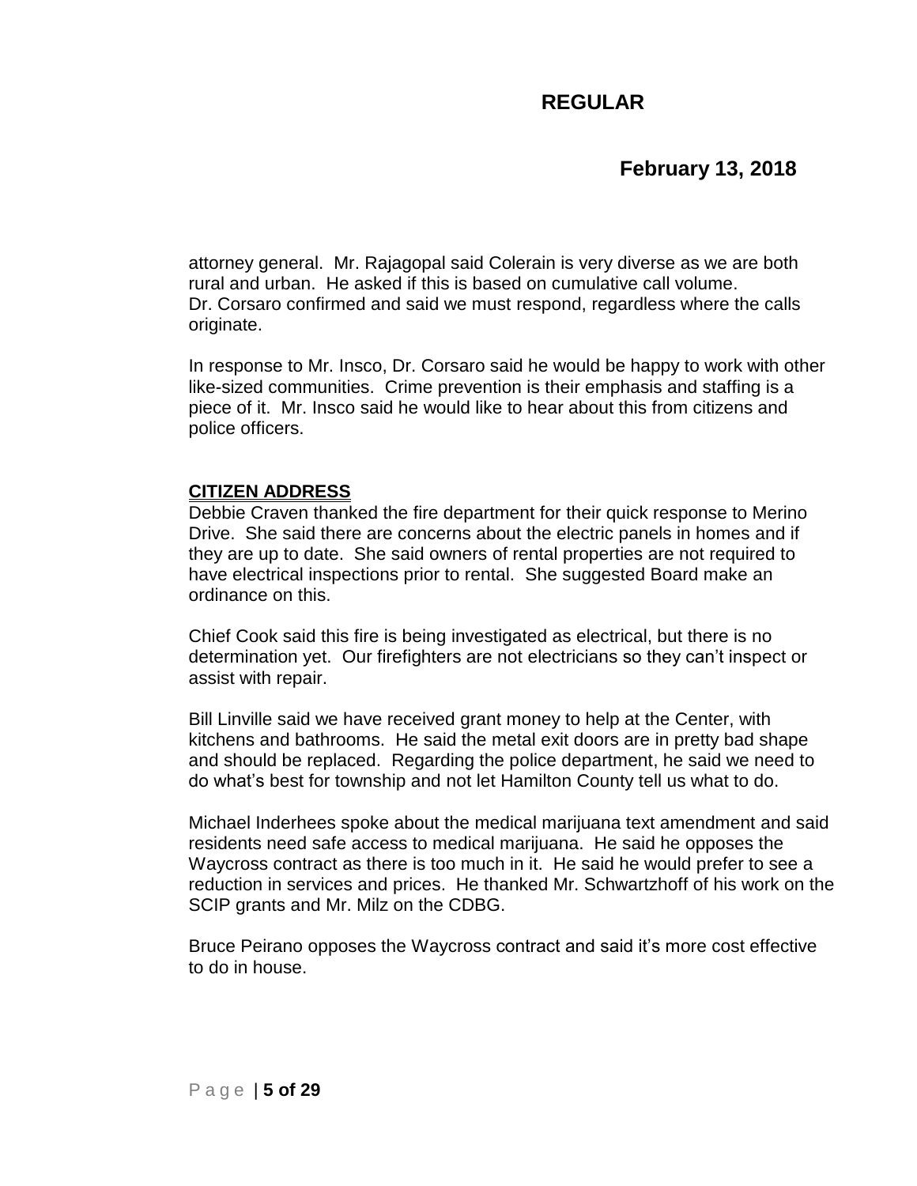attorney general. Mr. Rajagopal said Colerain is very diverse as we are both rural and urban. He asked if this is based on cumulative call volume. Dr. Corsaro confirmed and said we must respond, regardless where the calls originate.

In response to Mr. Insco, Dr. Corsaro said he would be happy to work with other like-sized communities. Crime prevention is their emphasis and staffing is a piece of it. Mr. Insco said he would like to hear about this from citizens and police officers.

## CITIZEN ADDRESS

Debbie Craven thanked the fire department for their quick response to Merino Drive. She said there are concerns about the electric panels in homes and if they are up to date. She said owners of rental properties are not required to have electrical inspections prior to rental. She suggested Board make an ordinance on this.

Chief Cook said this fire is being investigated as electrical, but there is no determination yet. Our firefighters are not electricians so they can't inspect or assist with repair.

Bill Linville said we have received grant money to help at the Center, with kitchens and bathrooms. He said the metal exit doors are in pretty bad shape and should be replaced. Regarding the police department, he said we need to do what's best for township and not let Hamilton County tell us what to do.

Michael Inderhees spoke about the medical marijuana text amendment and said residents need safe access to medical marijuana. He said he opposes the Waycross contract as there is too much in it. He said he would prefer to see a reduction in services and prices. He thanked Mr. Schwartzhoff of his work on the SCIP grants and Mr. Milz on the CDBG.

Bruce Peirano opposes the Waycross contract and said it's more cost effective to do in house.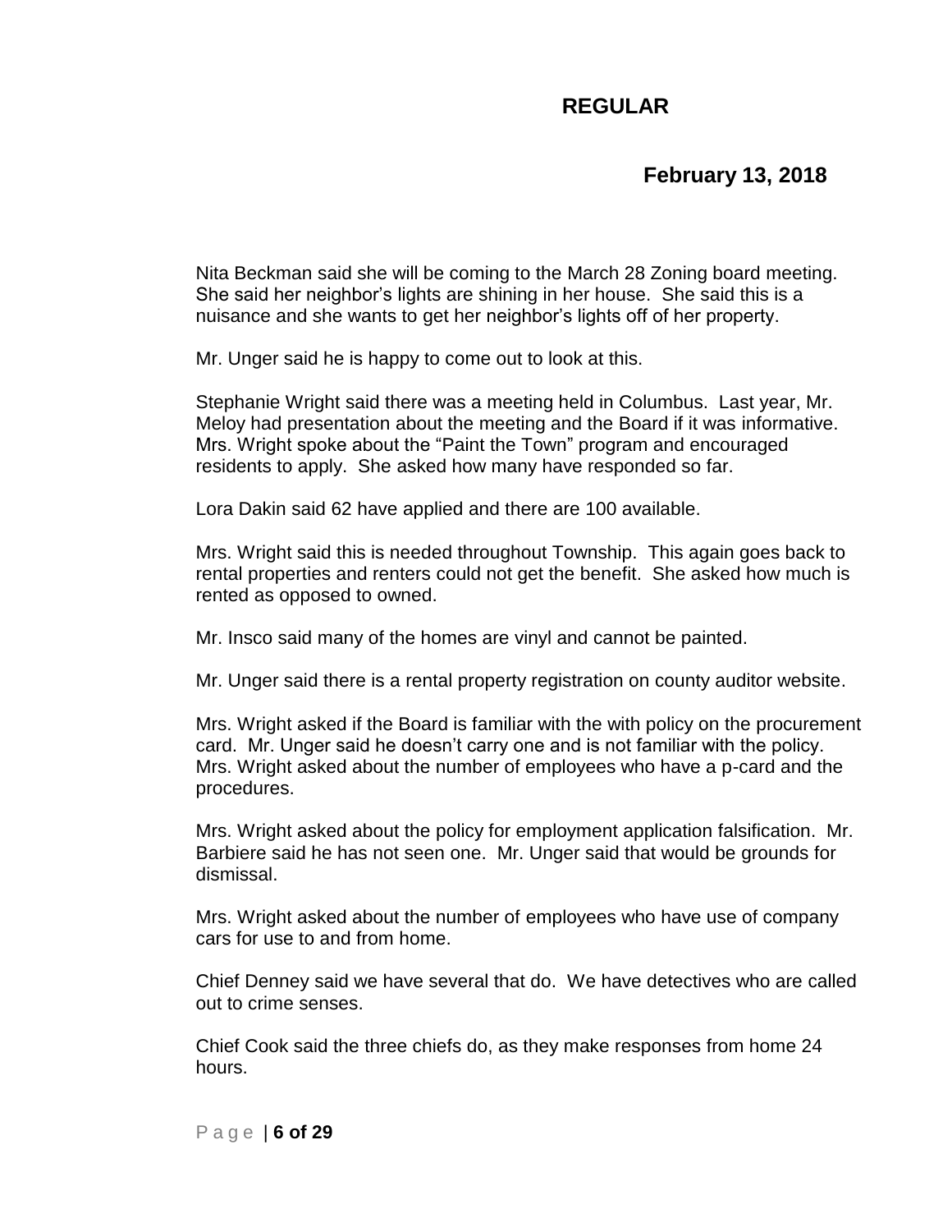Nita Beckman said she will be coming to the March 28 Zoning board meeting. She said her neighbor's lights are shining in her house. She said this is a nuisance and she wants to get her neighbor's lights off of her property.

Mr. Unger said he is happy to come out to look at this.

Stephanie Wright said there was a meeting held in Columbus. Last year, Mr. Meloy had presentation about the meeting and the Board if it was informative. Mrs. Wright spoke about the "Paint the Town" program and encouraged residents to apply. She asked how many have responded so far.

Lora Dakin said 62 have applied and there are 100 available.

Mrs. Wright said this is needed throughout Township. This again goes back to rental properties and renters could not get the benefit. She asked how much is rented as opposed to owned.

Mr. Insco said many of the homes are vinyl and cannot be painted.

Mr. Unger said there is a rental property registration on county auditor website.

Mrs. Wright asked if the Board is familiar with the with policy on the procurement card. Mr. Unger said he doesn't carry one and is not familiar with the policy. Mrs. Wright asked about the number of employees who have a p-card and the procedures.

Mrs. Wright asked about the policy for employment application falsification. Mr. Barbiere said he has not seen one. Mr. Unger said that would be grounds for dismissal.

Mrs. Wright asked about the number of employees who have use of company cars for use to and from home.

Chief Denney said we have several that do. We have detectives who are called out to crime senses.

Chief Cook said the three chiefs do, as they make responses from home 24 hours.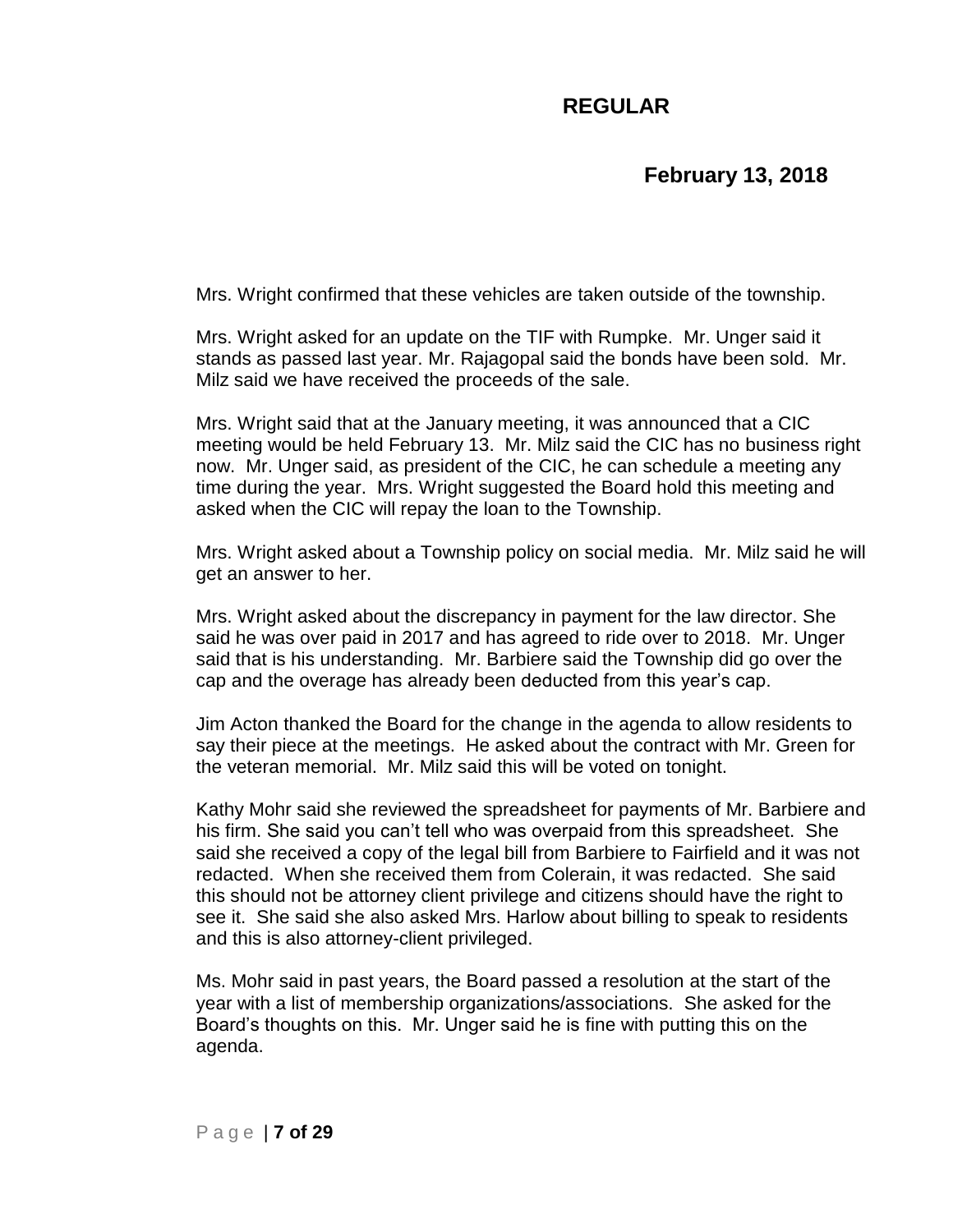Mrs. Wright confirmed that these vehicles are taken outside of the township.

Mrs. Wright asked for an update on the TIF with Rumpke. Mr. Unger said it stands as passed last year. Mr. Rajagopal said the bonds have been sold. Mr. Milz said we have received the proceeds of the sale.

Mrs. Wright said that at the January meeting, it was announced that a CIC meeting would be held February 13. Mr. Milz said the CIC has no business right now. Mr. Unger said, as president of the CIC, he can schedule a meeting any time during the year. Mrs. Wright suggested the Board hold this meeting and asked when the CIC will repay the loan to the Township.

Mrs. Wright asked about a Township policy on social media. Mr. Milz said he will get an answer to her.

Mrs. Wright asked about the discrepancy in payment for the law director. She said he was over paid in 2017 and has agreed to ride over to 2018. Mr. Unger said that is his understanding. Mr. Barbiere said the Township did go over the cap and the overage has already been deducted from this year's cap.

Jim Acton thanked the Board for the change in the agenda to allow residents to say their piece at the meetings. He asked about the contract with Mr. Green for the veteran memorial. Mr. Milz said this will be voted on tonight.

Kathy Mohr said she reviewed the spreadsheet for payments of Mr. Barbiere and his firm. She said you can't tell who was overpaid from this spreadsheet. She said she received a copy of the legal bill from Barbiere to Fairfield and it was not redacted. When she received them from Colerain, it was redacted. She said this should not be attorney client privilege and citizens should have the right to see it. She said she also asked Mrs. Harlow about billing to speak to residents and this is also attorney-client privileged.

Ms. Mohr said in past years, the Board passed a resolution at the start of the year with a list of membership organizations/associations. She asked for the Board's thoughts on this. Mr. Unger said he is fine with putting this on the agenda.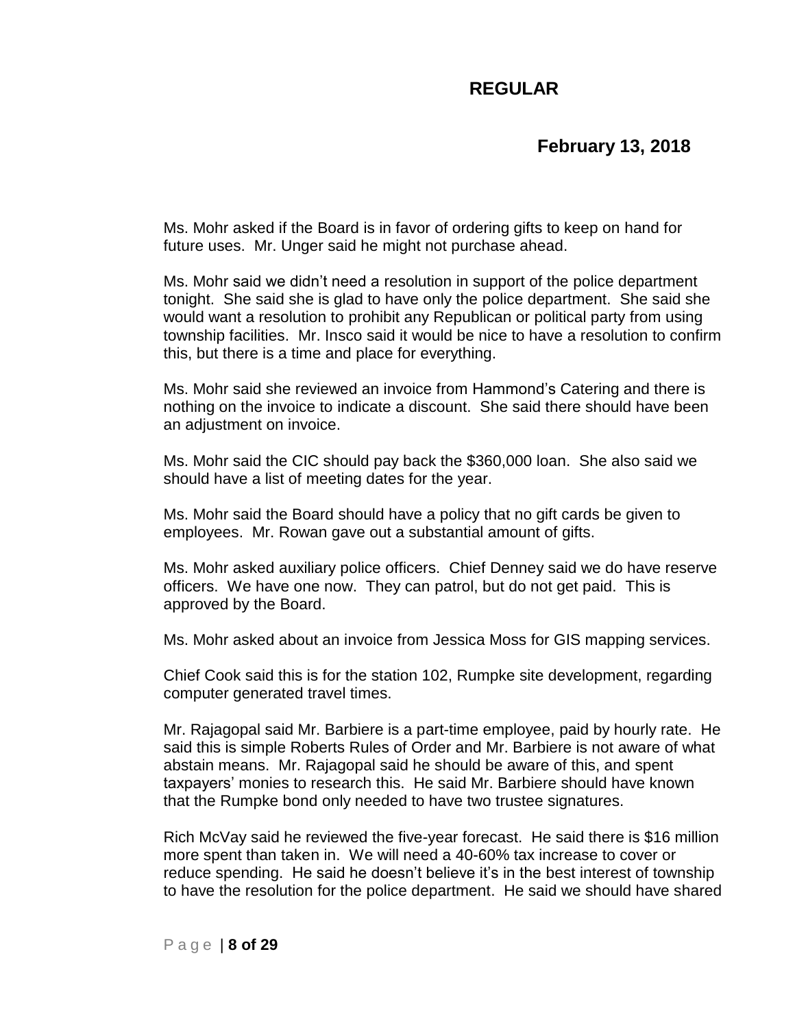Ms. Mohr asked if the Board is in favor of ordering gifts to keep on hand for future uses. Mr. Unger said he might not purchase ahead.

Ms. Mohr said we didn't need a resolution in support of the police department tonight. She said she is glad to have only the police department. She said she would want a resolution to prohibit any Republican or political party from using township facilities. Mr. Insco said it would be nice to have a resolution to confirm this, but there is a time and place for everything.

Ms. Mohr said she reviewed an invoice from Hammond's Catering and there is nothing on the invoice to indicate a discount. She said there should have been an adjustment on invoice.

Ms. Mohr said the CIC should pay back the $360,000 loan. She also said we should have a list of meeting dates for the year.

Ms. Mohr said the Board should have a policy that no gift cards be given to employees. Mr. Rowan gave out a substantial amount of gifts.

Ms. Mohr asked auxiliary police officers. Chief Denney said we do have reserve officers. We have one now. They can patrol, but do not get paid. This is approved by the Board.

Ms. Mohr asked about an invoice from Jessica Moss for GIS mapping services.

Chief Cook said this is for the station 102, Rumpke site development, regarding computer generated travel times.

Mr. Rajagopal said Mr. Barbiere is a part-time employee, paid by hourly rate. He said this is simple Roberts Rules of Order and Mr. Barbiere is not aware of what abstain means. Mr. Rajagopal said he should be aware of this, and spent taxpayers' monies to research this. He said Mr. Barbiere should have known that the Rumpke bond only needed to have two trustee signatures.

Rich McVay said he reviewed the five-year forecast. He said there is $16 million more spent than taken in. We will need a 40-60% tax increase to cover or reduce spending. He said he doesn't believe it's in the best interest of township to have the resolution for the police department. He said we should have shared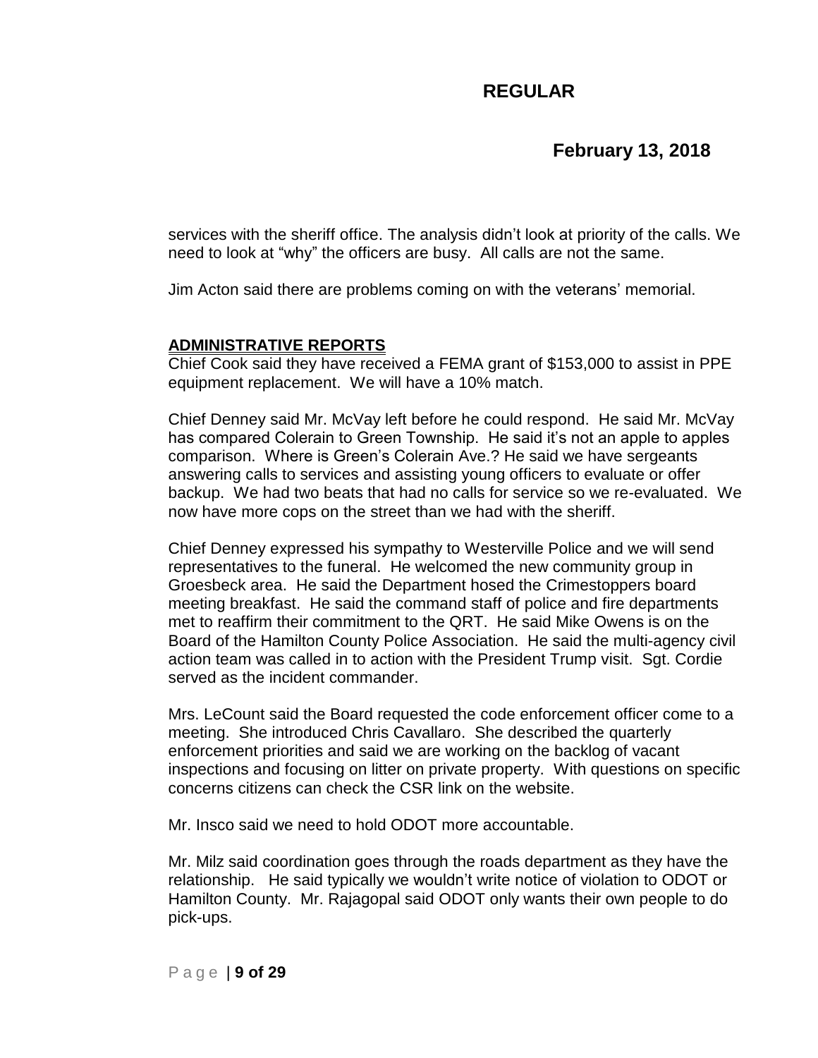services with the sheriff office. The analysis didn't look at priority of the calls. We need to look at "why" the officers are busy. All calls are not the same.

Jim Acton said there are problems coming on with the veterans' memorial.

## ADMINISTRATIVE REPORTS

Chief Cook said they have received a FEMA grant of $153,000 to assist in PPE equipment replacement. We will have a 10% match.

Chief Denney said Mr. McVay left before he could respond. He said Mr. McVay has compared Colerain to Green Township. He said it's not an apple to apples comparison. Where is Green's Colerain Ave.? He said we have sergeants answering calls to services and assisting young officers to evaluate or offer backup. We had two beats that had no calls for service so we re-evaluated. We now have more cops on the street than we had with the sheriff.

Chief Denney expressed his sympathy to Westerville Police and we will send representatives to the funeral. He welcomed the new community group in Groesbeck area. He said the Department hosed the Crimestoppers board meeting breakfast. He said the command staff of police and fire departments met to reaffirm their commitment to the QRT. He said Mike Owens is on the Board of the Hamilton County Police Association. He said the multi-agency civil action team was called in to action with the President Trump visit. Sgt. Cordie served as the incident commander.

Mrs. LeCount said the Board requested the code enforcement officer come to a meeting. She introduced Chris Cavallaro. She described the quarterly enforcement priorities and said we are working on the backlog of vacant inspections and focusing on litter on private property. With questions on specific concerns citizens can check the CSR link on the website.

Mr. Insco said we need to hold ODOT more accountable.

Mr. Milz said coordination goes through the roads department as they have the relationship. He said typically we wouldn't write notice of violation to ODOT or Hamilton County. Mr. Rajagopal said ODOT only wants their own people to do pick-ups.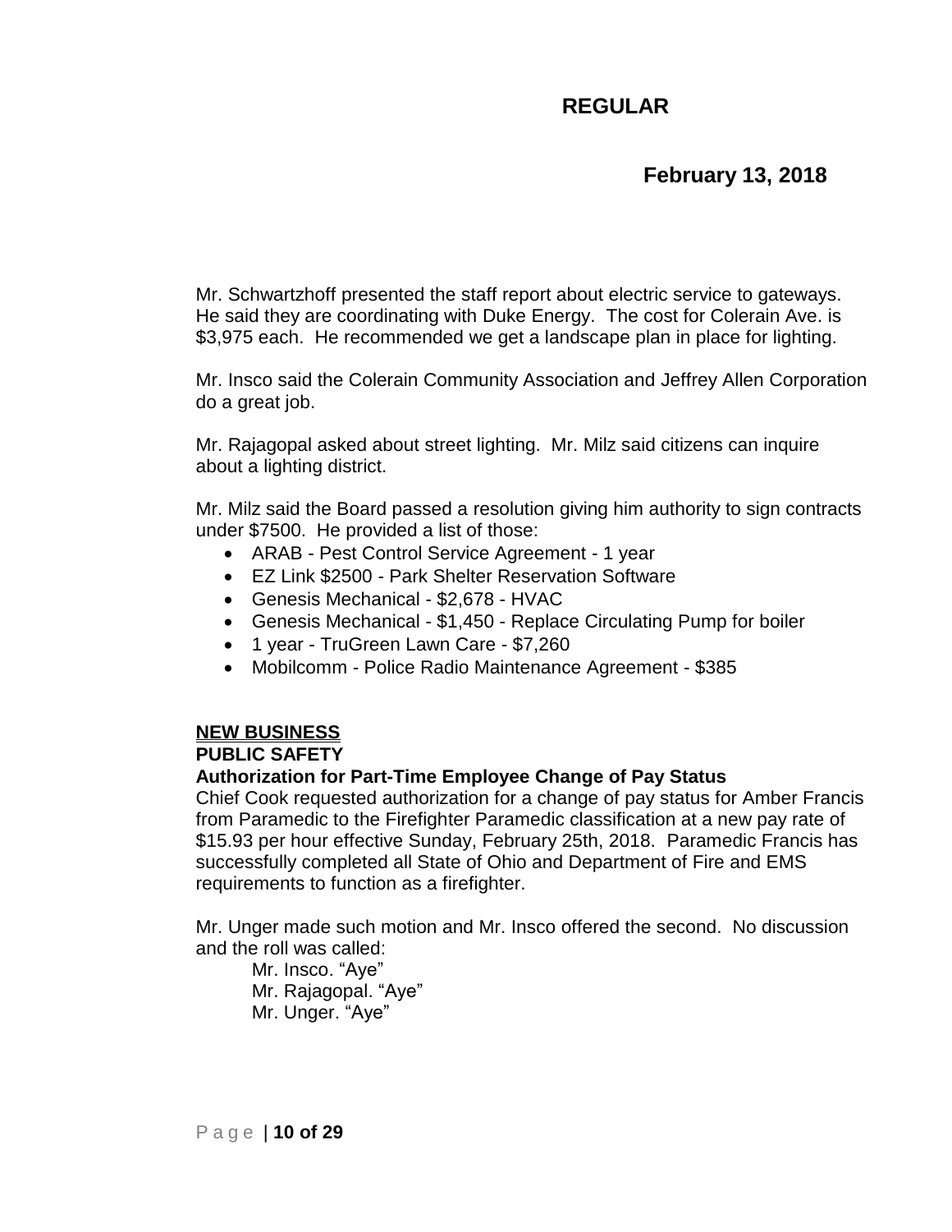Mr. Schwartzhoff presented the staff report about electric service to gateways. He said they are coordinating with Duke Energy. The cost for Colerain Ave. is $3,975 each. He recommended we get a landscape plan in place for lighting.

Mr. Insco said the Colerain Community Association and Jeffrey Allen Corporation do a great job.

Mr. Rajagopal asked about street lighting. Mr. Milz said citizens can inquire about a lighting district.

Mr. Milz said the Board passed a resolution giving him authority to sign contracts under $7500. He provided a list of those:

- ARAB - Pest Control Service Agreement - 1 year
- EZ Link $2500 - Park Shelter Reservation Software
- Genesis Mechanical - $2,678 - HVAC
- Genesis Mechanical - $1,450 - Replace Circulating Pump for boiler
- 1 year - TruGreen Lawn Care - $7,260
- Mobilcomm - Police Radio Maintenance Agreement - $385

## NEW BUSINESS

### PUBLIC SAFETY

**Authorization for Part-Time Employee Change of Pay Status**

Chief Cook requested authorization for a change of pay status for Amber Francis from Paramedic to the Firefighter Paramedic classification at a new pay rate of $15.93 per hour effective Sunday, February 25th, 2018. Paramedic Francis has successfully completed all State of Ohio and Department of Fire and EMS requirements to function as a firefighter.

Mr. Unger made such motion and Mr. Insco offered the second. No discussion and the roll was called:

Mr. Insco. "Aye"
Mr. Rajagopal. "Aye"
Mr. Unger. "Aye"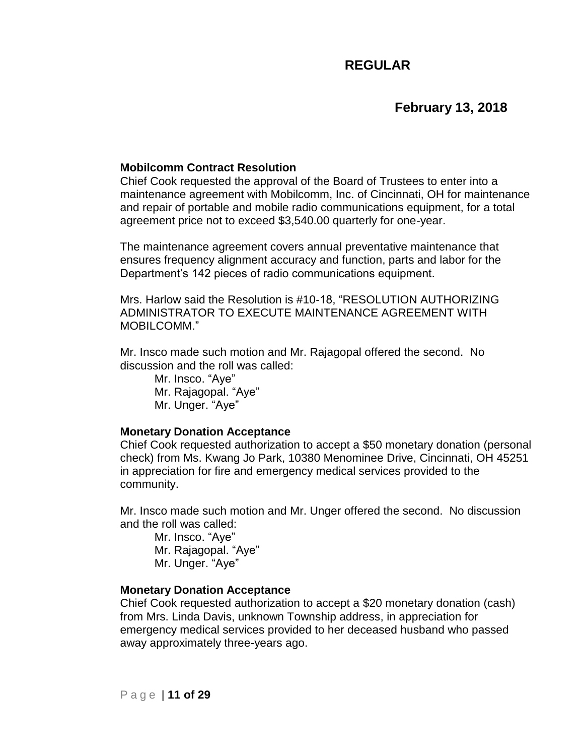# REGULAR

## February 13, 2018

**Mobilcomm Contract Resolution**
Chief Cook requested the approval of the Board of Trustees to enter into a maintenance agreement with Mobilcomm, Inc. of Cincinnati, OH for maintenance and repair of portable and mobile radio communications equipment, for a total agreement price not to exceed $3,540.00 quarterly for one-year.

The maintenance agreement covers annual preventative maintenance that ensures frequency alignment accuracy and function, parts and labor for the Department's 142 pieces of radio communications equipment.

Mrs. Harlow said the Resolution is #10-18, "RESOLUTION AUTHORIZING ADMINISTRATOR TO EXECUTE MAINTENANCE AGREEMENT WITH MOBILCOMM."

Mr. Insco made such motion and Mr. Rajagopal offered the second. No discussion and the roll was called:

Mr. Insco. "Aye"
Mr. Rajagopal. "Aye"
Mr. Unger. "Aye"

**Monetary Donation Acceptance**
Chief Cook requested authorization to accept a $50 monetary donation (personal check) from Ms. Kwang Jo Park, 10380 Menominee Drive, Cincinnati, OH 45251 in appreciation for fire and emergency medical services provided to the community.

Mr. Insco made such motion and Mr. Unger offered the second. No discussion and the roll was called:

Mr. Insco. "Aye"
Mr. Rajagopal. "Aye"
Mr. Unger. "Aye"

**Monetary Donation Acceptance**
Chief Cook requested authorization to accept a $20 monetary donation (cash) from Mrs. Linda Davis, unknown Township address, in appreciation for emergency medical services provided to her deceased husband who passed away approximately three-years ago.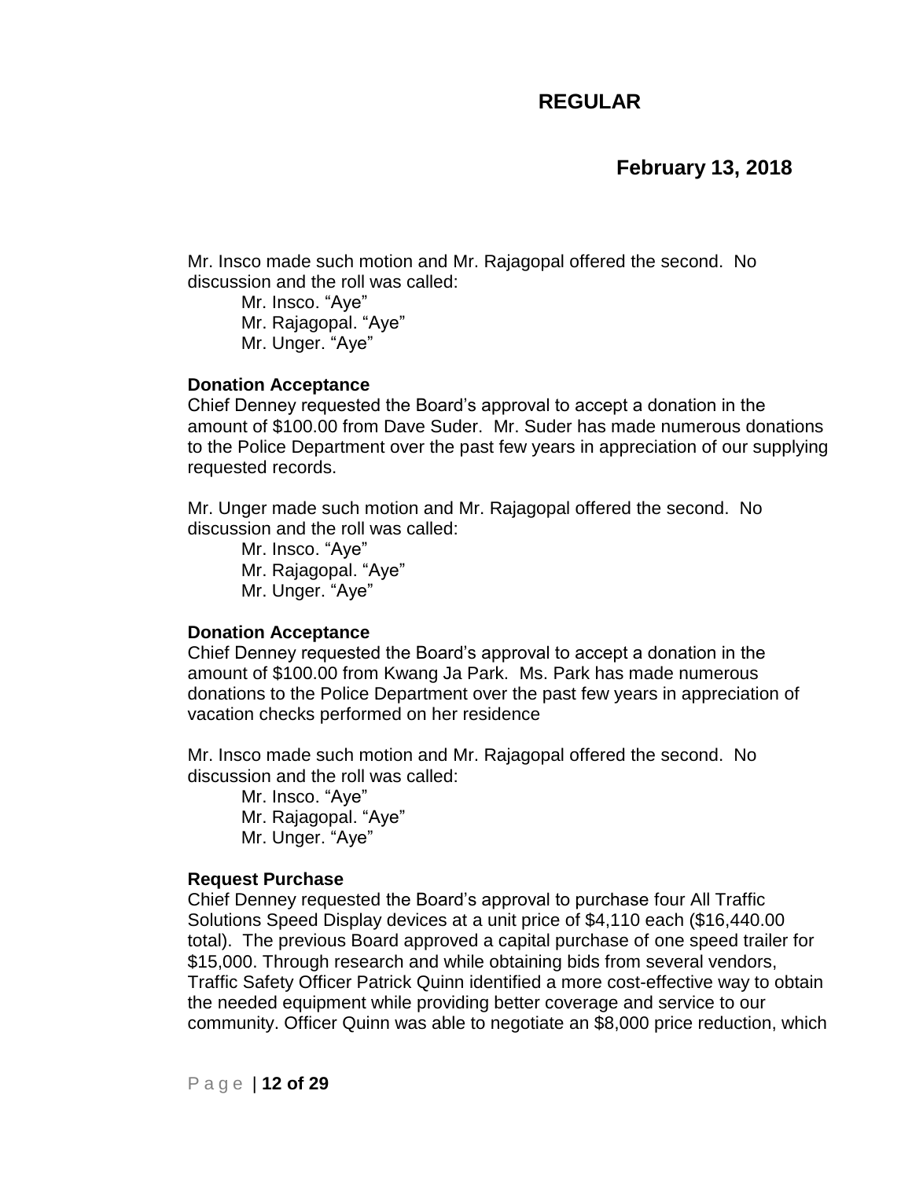Mr. Insco made such motion and Mr. Rajagopal offered the second. No discussion and the roll was called:

Mr. Insco. "Aye"
Mr. Rajagopal. "Aye"
Mr. Unger. "Aye"

**Donation Acceptance**

Chief Denney requested the Board's approval to accept a donation in the amount of $100.00 from Dave Suder. Mr. Suder has made numerous donations to the Police Department over the past few years in appreciation of our supplying requested records.

Mr. Unger made such motion and Mr. Rajagopal offered the second. No discussion and the roll was called:

Mr. Insco. "Aye"
Mr. Rajagopal. "Aye"
Mr. Unger. "Aye"

**Donation Acceptance**

Chief Denney requested the Board's approval to accept a donation in the amount of $100.00 from Kwang Ja Park. Ms. Park has made numerous donations to the Police Department over the past few years in appreciation of vacation checks performed on her residence

Mr. Insco made such motion and Mr. Rajagopal offered the second. No discussion and the roll was called:

Mr. Insco. "Aye"
Mr. Rajagopal. "Aye"
Mr. Unger. "Aye"

**Request Purchase**

Chief Denney requested the Board's approval to purchase four All Traffic Solutions Speed Display devices at a unit price of $4,110 each ($16,440.00 total). The previous Board approved a capital purchase of one speed trailer for $15,000. Through research and while obtaining bids from several vendors, Traffic Safety Officer Patrick Quinn identified a more cost-effective way to obtain the needed equipment while providing better coverage and service to our community. Officer Quinn was able to negotiate an $8,000 price reduction, which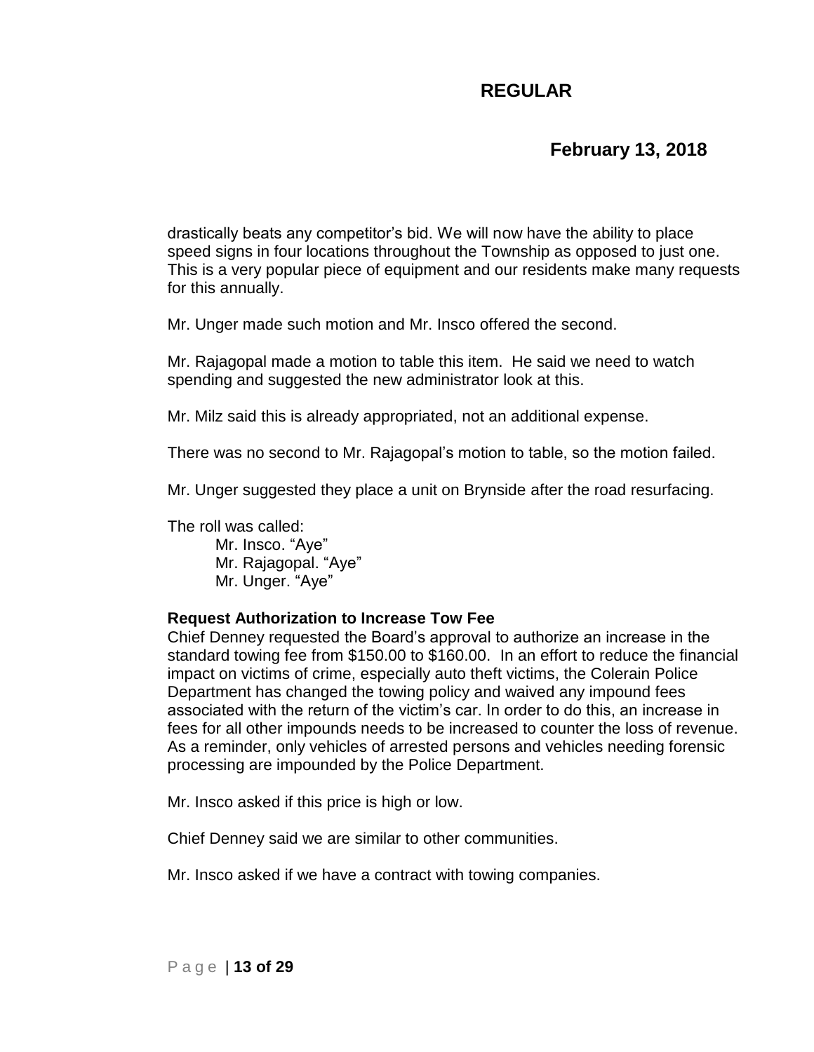drastically beats any competitor's bid. We will now have the ability to place speed signs in four locations throughout the Township as opposed to just one. This is a very popular piece of equipment and our residents make many requests for this annually.

Mr. Unger made such motion and Mr. Insco offered the second.

Mr. Rajagopal made a motion to table this item. He said we need to watch spending and suggested the new administrator look at this.

Mr. Milz said this is already appropriated, not an additional expense.

There was no second to Mr. Rajagopal's motion to table, so the motion failed.

Mr. Unger suggested they place a unit on Brynside after the road resurfacing.

The roll was called:

Mr. Insco. "Aye"
Mr. Rajagopal. "Aye"
Mr. Unger. "Aye"

**Request Authorization to Increase Tow Fee**

Chief Denney requested the Board's approval to authorize an increase in the standard towing fee from $150.00 to $160.00. In an effort to reduce the financial impact on victims of crime, especially auto theft victims, the Colerain Police Department has changed the towing policy and waived any impound fees associated with the return of the victim's car. In order to do this, an increase in fees for all other impounds needs to be increased to counter the loss of revenue. As a reminder, only vehicles of arrested persons and vehicles needing forensic processing are impounded by the Police Department.

Mr. Insco asked if this price is high or low.

Chief Denney said we are similar to other communities.

Mr. Insco asked if we have a contract with towing companies.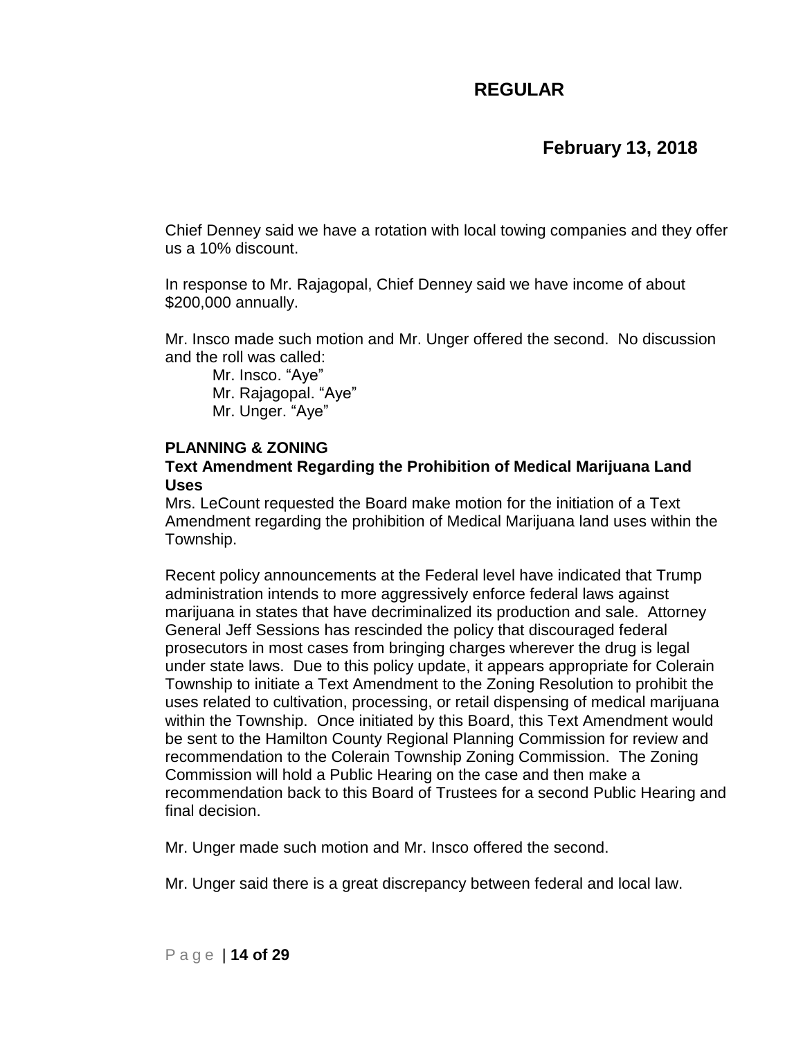Chief Denney said we have a rotation with local towing companies and they offer us a 10% discount.

In response to Mr. Rajagopal, Chief Denney said we have income of about $200,000 annually.

Mr. Insco made such motion and Mr. Unger offered the second. No discussion and the roll was called:

Mr. Insco. “Aye”
Mr. Rajagopal. “Aye”
Mr. Unger. “Aye”

**PLANNING & ZONING**

**Text Amendment Regarding the Prohibition of Medical Marijuana Land Uses**

Mrs. LeCount requested the Board make motion for the initiation of a Text Amendment regarding the prohibition of Medical Marijuana land uses within the Township.

Recent policy announcements at the Federal level have indicated that Trump administration intends to more aggressively enforce federal laws against marijuana in states that have decriminalized its production and sale. Attorney General Jeff Sessions has rescinded the policy that discouraged federal prosecutors in most cases from bringing charges wherever the drug is legal under state laws. Due to this policy update, it appears appropriate for Colerain Township to initiate a Text Amendment to the Zoning Resolution to prohibit the uses related to cultivation, processing, or retail dispensing of medical marijuana within the Township. Once initiated by this Board, this Text Amendment would be sent to the Hamilton County Regional Planning Commission for review and recommendation to the Colerain Township Zoning Commission. The Zoning Commission will hold a Public Hearing on the case and then make a recommendation back to this Board of Trustees for a second Public Hearing and final decision.

Mr. Unger made such motion and Mr. Insco offered the second.

Mr. Unger said there is a great discrepancy between federal and local law.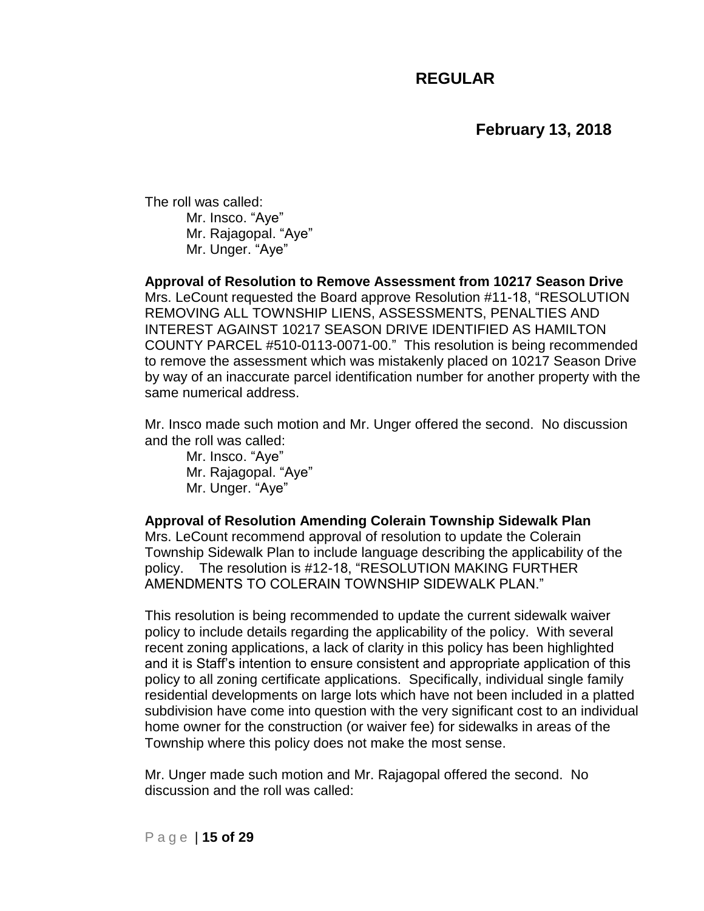The roll was called:

Mr. Insco. “Aye”
Mr. Rajagopal. “Aye”
Mr. Unger. “Aye”

**Approval of Resolution to Remove Assessment from 10217 Season Drive**

Mrs. LeCount requested the Board approve Resolution #11-18, “RESOLUTION REMOVING ALL TOWNSHIP LIENS, ASSESSMENTS, PENALTIES AND INTEREST AGAINST 10217 SEASON DRIVE IDENTIFIED AS HAMILTON COUNTY PARCEL #510-0113-0071-00.” This resolution is being recommended to remove the assessment which was mistakenly placed on 10217 Season Drive by way of an inaccurate parcel identification number for another property with the same numerical address.

Mr. Insco made such motion and Mr. Unger offered the second. No discussion and the roll was called:

Mr. Insco. “Aye”
Mr. Rajagopal. “Aye”
Mr. Unger. “Aye”

**Approval of Resolution Amending Colerain Township Sidewalk Plan**

Mrs. LeCount recommend approval of resolution to update the Colerain Township Sidewalk Plan to include language describing the applicability of the policy. The resolution is #12-18, “RESOLUTION MAKING FURTHER AMENDMENTS TO COLERAIN TOWNSHIP SIDEWALK PLAN.”

This resolution is being recommended to update the current sidewalk waiver policy to include details regarding the applicability of the policy. With several recent zoning applications, a lack of clarity in this policy has been highlighted and it is Staff’s intention to ensure consistent and appropriate application of this policy to all zoning certificate applications. Specifically, individual single family residential developments on large lots which have not been included in a platted subdivision have come into question with the very significant cost to an individual home owner for the construction (or waiver fee) for sidewalks in areas of the Township where this policy does not make the most sense.

Mr. Unger made such motion and Mr. Rajagopal offered the second. No discussion and the roll was called: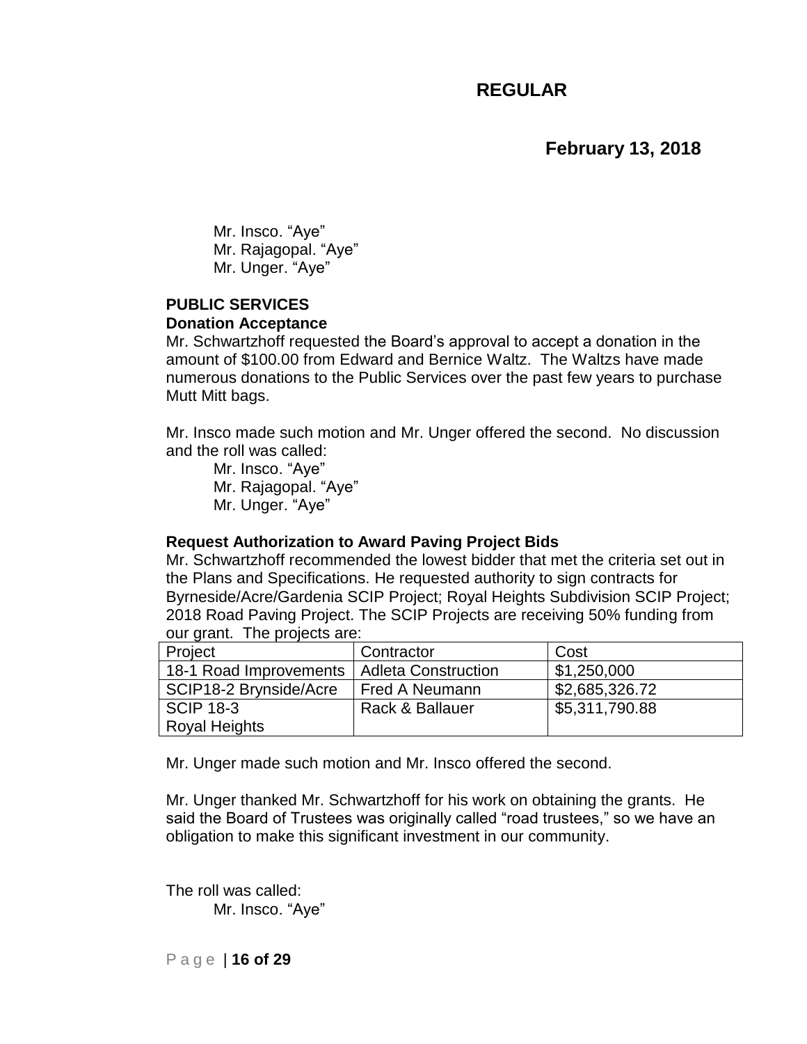Mr. Insco. “Aye”
Mr. Rajagopal. “Aye”
Mr. Unger. “Aye”

**PUBLIC SERVICES**

**Donation Acceptance**

Mr. Schwartzhoff requested the Board’s approval to accept a donation in the amount of $100.00 from Edward and Bernice Waltz. The Waltzs have made numerous donations to the Public Services over the past few years to purchase Mutt Mitt bags.

Mr. Insco made such motion and Mr. Unger offered the second. No discussion and the roll was called:

Mr. Insco. “Aye”
Mr. Rajagopal. “Aye”
Mr. Unger. “Aye”

**Request Authorization to Award Paving Project Bids**

Mr. Schwartzhoff recommended the lowest bidder that met the criteria set out in the Plans and Specifications. He requested authority to sign contracts for Byrneside/Acre/Gardenia SCIP Project; Royal Heights Subdivision SCIP Project; 2018 Road Paving Project. The SCIP Projects are receiving 50% funding from our grant. The projects are:

| Project | Contractor | Cost |
|---|---|---|
| 18-1 Road Improvements | Adleta Construction | $1,250,000 |
| SCIP18-2 Brynside/Acre | Fred A Neumann | $2,685,326.72 |
| SCIP 18-3 Royal Heights | Rack & Ballauer | $5,311,790.88 |

Mr. Unger made such motion and Mr. Insco offered the second.

Mr. Unger thanked Mr. Schwartzhoff for his work on obtaining the grants. He said the Board of Trustees was originally called “road trustees,” so we have an obligation to make this significant investment in our community.

The roll was called:

Mr. Insco. “Aye”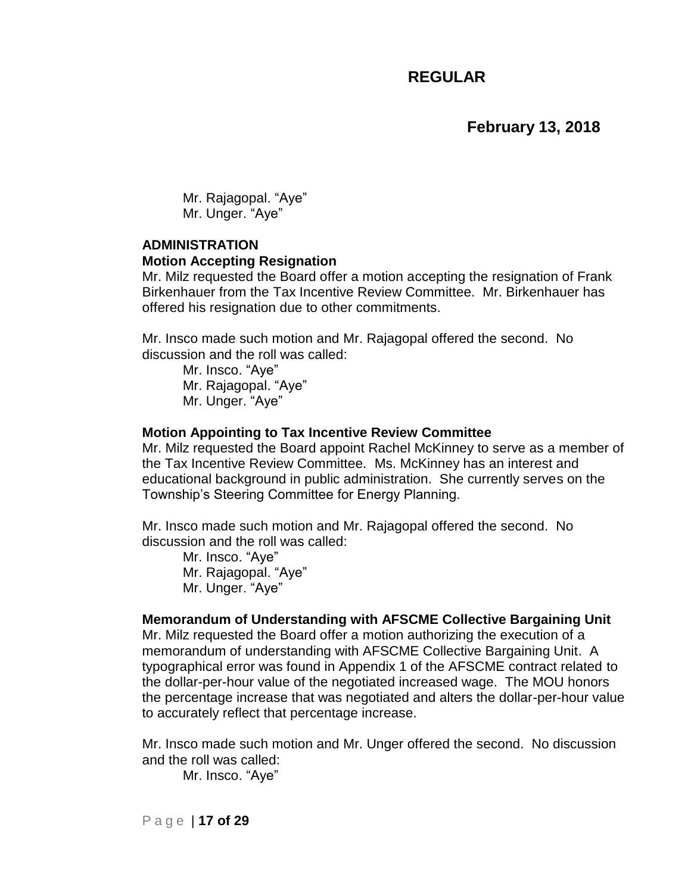Mr. Rajagopal. “Aye”
Mr. Unger. “Aye”

## ADMINISTRATION

### Motion Accepting Resignation

Mr. Milz requested the Board offer a motion accepting the resignation of Frank Birkenhauer from the Tax Incentive Review Committee. Mr. Birkenhauer has offered his resignation due to other commitments.

Mr. Insco made such motion and Mr. Rajagopal offered the second. No discussion and the roll was called:

Mr. Insco. “Aye”
Mr. Rajagopal. “Aye”
Mr. Unger. “Aye”

### Motion Appointing to Tax Incentive Review Committee

Mr. Milz requested the Board appoint Rachel McKinney to serve as a member of the Tax Incentive Review Committee. Ms. McKinney has an interest and educational background in public administration. She currently serves on the Township’s Steering Committee for Energy Planning.

Mr. Insco made such motion and Mr. Rajagopal offered the second. No discussion and the roll was called:

Mr. Insco. “Aye”
Mr. Rajagopal. “Aye”
Mr. Unger. “Aye”

### Memorandum of Understanding with AFSCME Collective Bargaining Unit

Mr. Milz requested the Board offer a motion authorizing the execution of a memorandum of understanding with AFSCME Collective Bargaining Unit. A typographical error was found in Appendix 1 of the AFSCME contract related to the dollar-per-hour value of the negotiated increased wage. The MOU honors the percentage increase that was negotiated and alters the dollar-per-hour value to accurately reflect that percentage increase.

Mr. Insco made such motion and Mr. Unger offered the second. No discussion and the roll was called:

Mr. Insco. “Aye”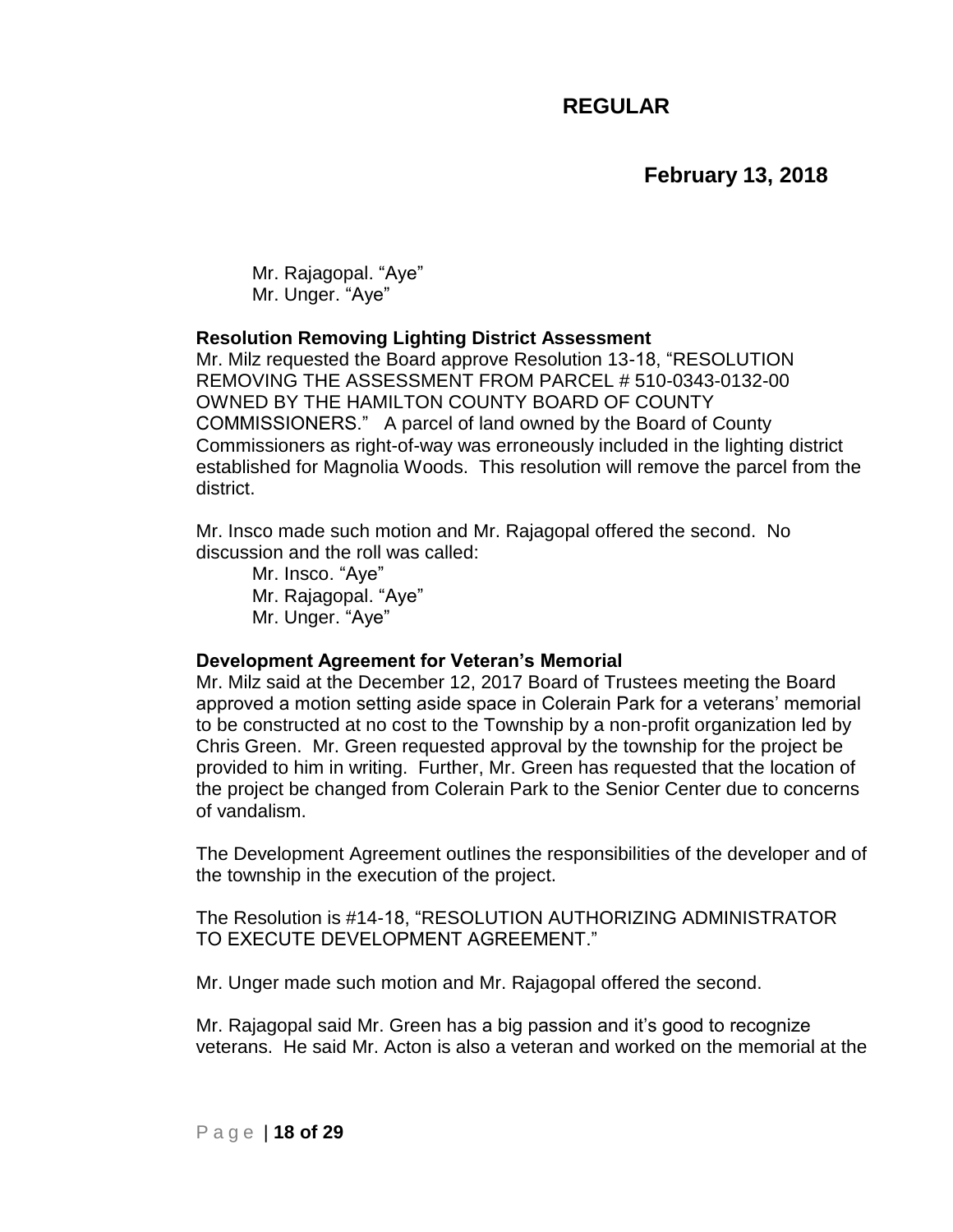Mr. Rajagopal. “Aye”
Mr. Unger. “Aye”

**Resolution Removing Lighting District Assessment**
Mr. Milz requested the Board approve Resolution 13-18, “RESOLUTION REMOVING THE ASSESSMENT FROM PARCEL # 510-0343-0132-00 OWNED BY THE HAMILTON COUNTY BOARD OF COUNTY COMMISSIONERS.” A parcel of land owned by the Board of County Commissioners as right-of-way was erroneously included in the lighting district established for Magnolia Woods. This resolution will remove the parcel from the district.

Mr. Insco made such motion and Mr. Rajagopal offered the second. No discussion and the roll was called:

Mr. Insco. “Aye”
Mr. Rajagopal. “Aye”
Mr. Unger. “Aye”

**Development Agreement for Veteran’s Memorial**
Mr. Milz said at the December 12, 2017 Board of Trustees meeting the Board approved a motion setting aside space in Colerain Park for a veterans’ memorial to be constructed at no cost to the Township by a non-profit organization led by Chris Green. Mr. Green requested approval by the township for the project be provided to him in writing. Further, Mr. Green has requested that the location of the project be changed from Colerain Park to the Senior Center due to concerns of vandalism.

The Development Agreement outlines the responsibilities of the developer and of the township in the execution of the project.

The Resolution is #14-18, “RESOLUTION AUTHORIZING ADMINISTRATOR TO EXECUTE DEVELOPMENT AGREEMENT.”

Mr. Unger made such motion and Mr. Rajagopal offered the second.

Mr. Rajagopal said Mr. Green has a big passion and it’s good to recognize veterans. He said Mr. Acton is also a veteran and worked on the memorial at the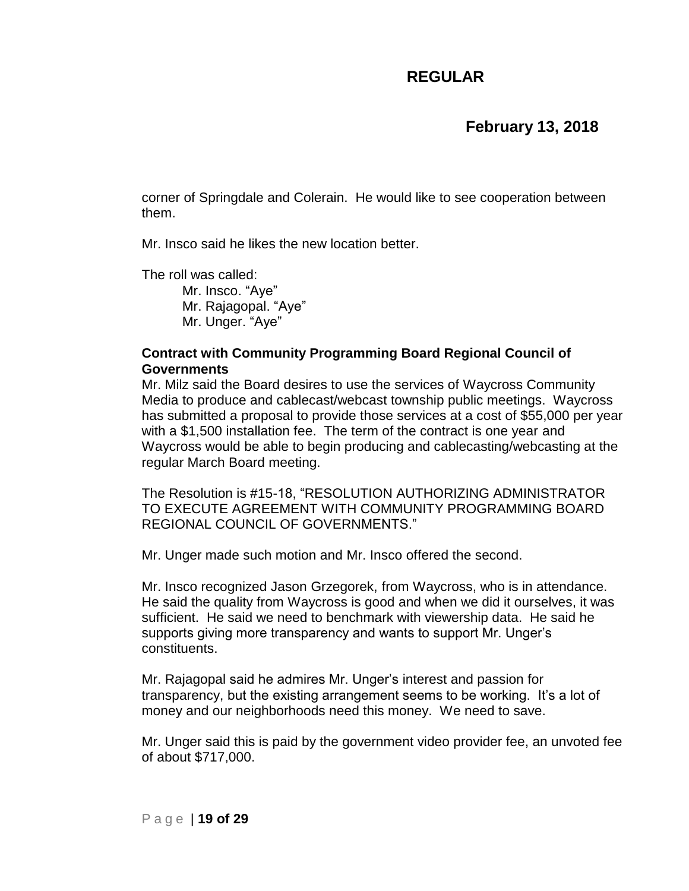corner of Springdale and Colerain. He would like to see cooperation between them.

Mr. Insco said he likes the new location better.

The roll was called:

Mr. Insco. "Aye"
Mr. Rajagopal. "Aye"
Mr. Unger. "Aye"

**Contract with Community Programming Board Regional Council of Governments**

Mr. Milz said the Board desires to use the services of Waycross Community Media to produce and cablecast/webcast township public meetings. Waycross has submitted a proposal to provide those services at a cost of $55,000 per year with a $1,500 installation fee. The term of the contract is one year and Waycross would be able to begin producing and cablecasting/webcasting at the regular March Board meeting.

The Resolution is #15-18, "RESOLUTION AUTHORIZING ADMINISTRATOR TO EXECUTE AGREEMENT WITH COMMUNITY PROGRAMMING BOARD REGIONAL COUNCIL OF GOVERNMENTS."

Mr. Unger made such motion and Mr. Insco offered the second.

Mr. Insco recognized Jason Grzegorek, from Waycross, who is in attendance. He said the quality from Waycross is good and when we did it ourselves, it was sufficient. He said we need to benchmark with viewership data. He said he supports giving more transparency and wants to support Mr. Unger's constituents.

Mr. Rajagopal said he admires Mr. Unger's interest and passion for transparency, but the existing arrangement seems to be working. It's a lot of money and our neighborhoods need this money. We need to save.

Mr. Unger said this is paid by the government video provider fee, an unvoted fee of about $717,000.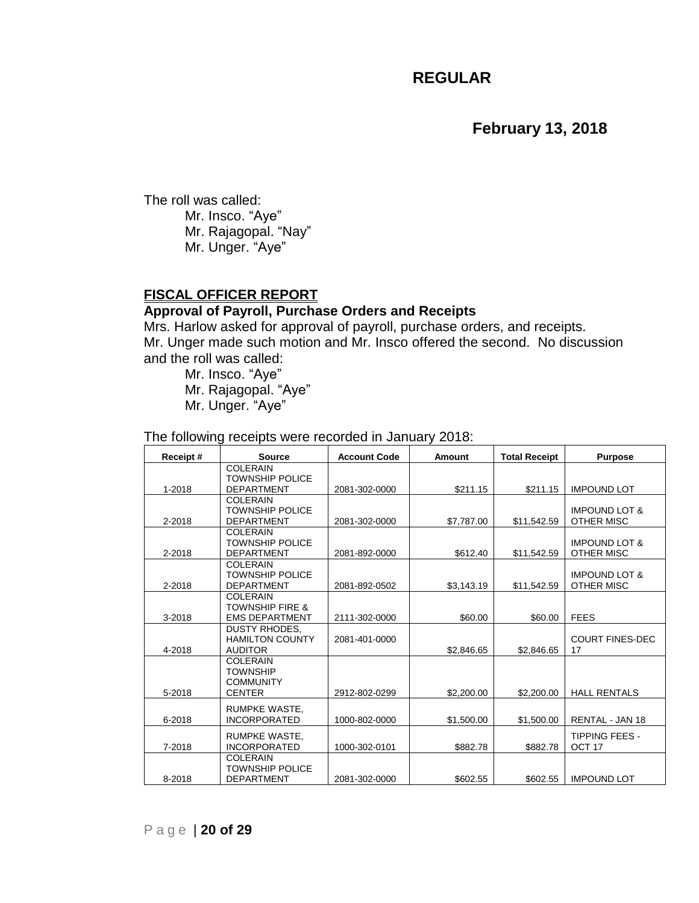# REGULAR

## February 13, 2018

The roll was called:

Mr. Insco. "Aye"
Mr. Rajagopal. "Nay"
Mr. Unger. "Aye"

**FISCAL OFFICER REPORT**

**Approval of Payroll, Purchase Orders and Receipts**

Mrs. Harlow asked for approval of payroll, purchase orders, and receipts.
Mr. Unger made such motion and Mr. Insco offered the second. No discussion and the roll was called:

Mr. Insco. "Aye"
Mr. Rajagopal. "Aye"
Mr. Unger. "Aye"

The following receipts were recorded in January 2018:

| Receipt # | Source | Account Code | Amount | Total Receipt | Purpose |
|---|---|---|---|---|---|
| 1-2018 | COLERAIN TOWNSHIP POLICE DEPARTMENT | 2081-302-0000 | $211.15 | $211.15 | IMPOUND LOT |
| 2-2018 | COLERAIN TOWNSHIP POLICE DEPARTMENT | 2081-302-0000 | $7,787.00 | $11,542.59 | IMPOUND LOT & OTHER MISC |
| 2-2018 | COLERAIN TOWNSHIP POLICE DEPARTMENT | 2081-892-0000 | $612.40 | $11,542.59 | IMPOUND LOT & OTHER MISC |
| 2-2018 | COLERAIN TOWNSHIP POLICE DEPARTMENT | 2081-892-0502 | $3,143.19 | $11,542.59 | IMPOUND LOT & OTHER MISC |
| 3-2018 | COLERAIN TOWNSHIP FIRE & EMS DEPARTMENT | 2111-302-0000 | $60.00 | $60.00 | FEES |
| 4-2018 | DUSTY RHODES, HAMILTON COUNTY AUDITOR | 2081-401-0000 | $2,846.65 | $2,846.65 | COURT FINES-DEC 17 |
| 5-2018 | COLERAIN TOWNSHIP COMMUNITY CENTER | 2912-802-0299 | $2,200.00 | $2,200.00 | HALL RENTALS |
| 6-2018 | RUMPKE WASTE, INCORPORATED | 1000-802-0000 | $1,500.00 | $1,500.00 | RENTAL - JAN 18 |
| 7-2018 | RUMPKE WASTE, INCORPORATED | 1000-302-0101 | $882.78 | $882.78 | TIPPING FEES - OCT 17 |
| 8-2018 | COLERAIN TOWNSHIP POLICE DEPARTMENT | 2081-302-0000 | $602.55 | $602.55 | IMPOUND LOT |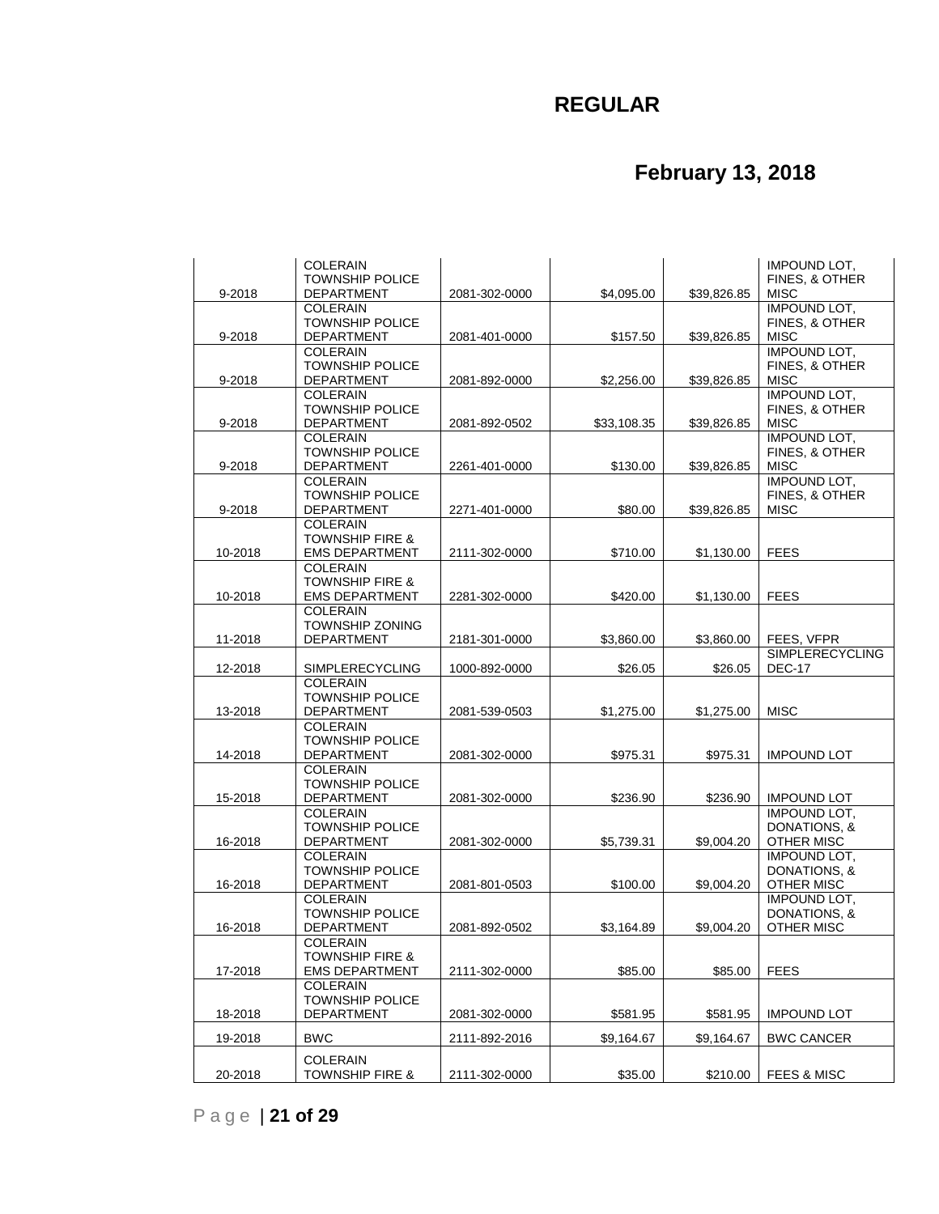# REGULAR

## February 13, 2018

| | | | | | |
|---|---|---|---|---|---|
| 9-2018 | COLERAIN TOWNSHIP POLICE DEPARTMENT | 2081-302-0000 | $4,095.00 | $39,826.85 | IMPOUND LOT, FINES, & OTHER MISC |
| 9-2018 | COLERAIN TOWNSHIP POLICE DEPARTMENT | 2081-401-0000 | $157.50 | $39,826.85 | IMPOUND LOT, FINES, & OTHER MISC |
| 9-2018 | COLERAIN TOWNSHIP POLICE DEPARTMENT | 2081-892-0000 | $2,256.00 | $39,826.85 | IMPOUND LOT, FINES, & OTHER MISC |
| 9-2018 | COLERAIN TOWNSHIP POLICE DEPARTMENT | 2081-892-0502 | $33,108.35 | $39,826.85 | IMPOUND LOT, FINES, & OTHER MISC |
| 9-2018 | COLERAIN TOWNSHIP POLICE DEPARTMENT | 2261-401-0000 | $130.00 | $39,826.85 | IMPOUND LOT, FINES, & OTHER MISC |
| 9-2018 | COLERAIN TOWNSHIP POLICE DEPARTMENT | 2271-401-0000 | $80.00 | $39,826.85 | IMPOUND LOT, FINES, & OTHER MISC |
| 10-2018 | COLERAIN TOWNSHIP FIRE & EMS DEPARTMENT | 2111-302-0000 | $710.00 | $1,130.00 | FEES |
| 10-2018 | COLERAIN TOWNSHIP FIRE & EMS DEPARTMENT | 2281-302-0000 | $420.00 | $1,130.00 | FEES |
| 11-2018 | COLERAIN TOWNSHIP ZONING DEPARTMENT | 2181-301-0000 | $3,860.00 | $3,860.00 | FEES, VFPR |
| 12-2018 | SIMPLERECYCLING | 1000-892-0000 | $26.05 | $26.05 | SIMPLERECYCLING DEC-17 |
| 13-2018 | COLERAIN TOWNSHIP POLICE DEPARTMENT | 2081-539-0503 | $1,275.00 | $1,275.00 | MISC |
| 14-2018 | COLERAIN TOWNSHIP POLICE DEPARTMENT | 2081-302-0000 | $975.31 | $975.31 | IMPOUND LOT |
| 15-2018 | COLERAIN TOWNSHIP POLICE DEPARTMENT | 2081-302-0000 | $236.90 | $236.90 | IMPOUND LOT |
| 16-2018 | COLERAIN TOWNSHIP POLICE DEPARTMENT | 2081-302-0000 | $5,739.31 | $9,004.20 | IMPOUND LOT, DONATIONS, & OTHER MISC |
| 16-2018 | COLERAIN TOWNSHIP POLICE DEPARTMENT | 2081-801-0503 | $100.00 | $9,004.20 | IMPOUND LOT, DONATIONS, & OTHER MISC |
| 16-2018 | COLERAIN TOWNSHIP POLICE DEPARTMENT | 2081-892-0502 | $3,164.89 | $9,004.20 | IMPOUND LOT, DONATIONS, & OTHER MISC |
| 17-2018 | COLERAIN TOWNSHIP FIRE & EMS DEPARTMENT | 2111-302-0000 | $85.00 | $85.00 | FEES |
| 18-2018 | COLERAIN TOWNSHIP POLICE DEPARTMENT | 2081-302-0000 | $581.95 | $581.95 | IMPOUND LOT |
| 19-2018 | BWC | 2111-892-2016 | $9,164.67 | $9,164.67 | BWC CANCER |
| 20-2018 | COLERAIN TOWNSHIP FIRE & | 2111-302-0000 | $35.00 | $210.00 | FEES & MISC |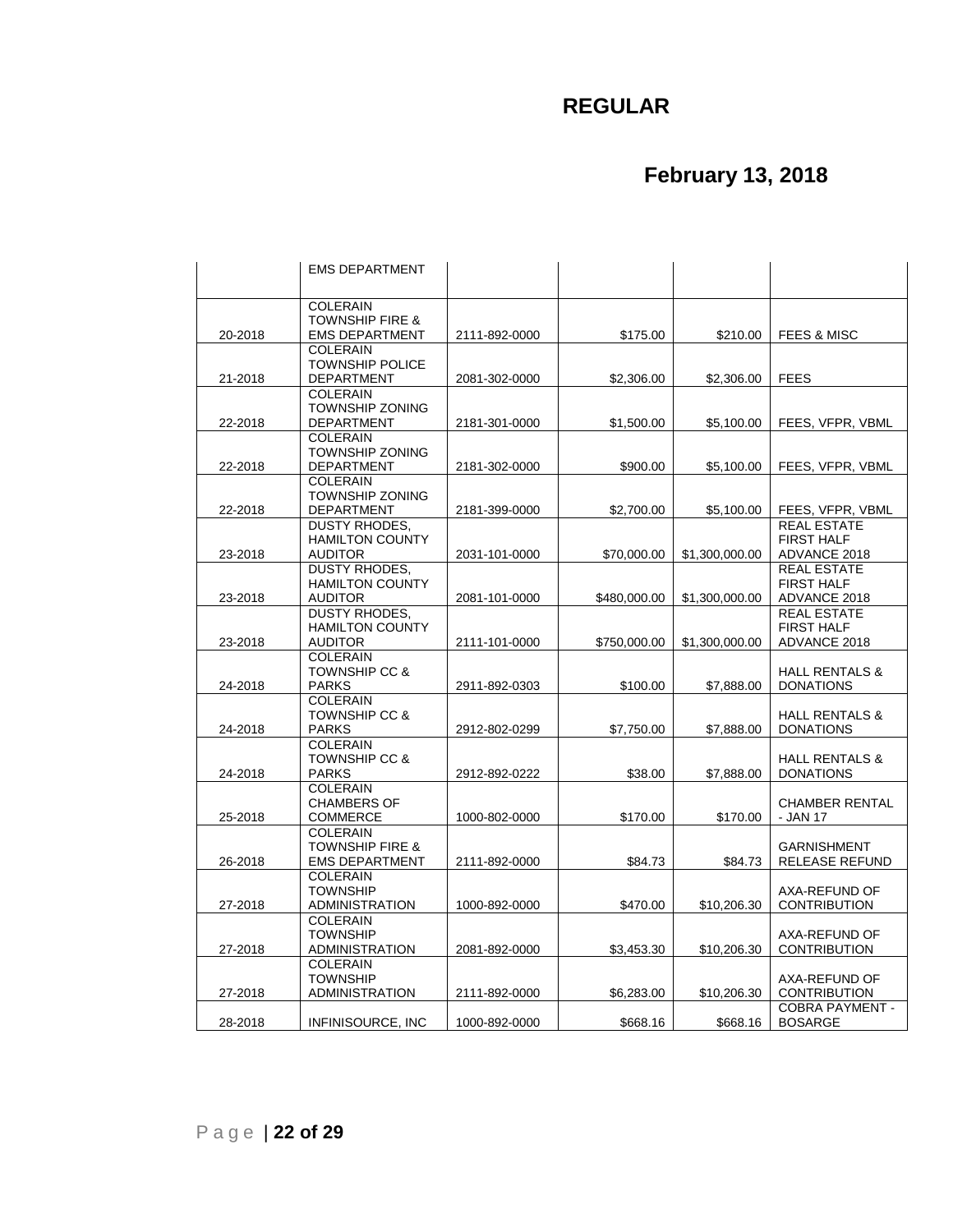# REGULAR

# February 13, 2018

| | | | | | |
|---|---|---|---|---|---|
| | EMS DEPARTMENT | | | | |
| 20-2018 | COLERAIN TOWNSHIP FIRE & EMS DEPARTMENT | 2111-892-0000 | $175.00 | $210.00 | FEES & MISC |
| 21-2018 | COLERAIN TOWNSHIP POLICE DEPARTMENT | 2081-302-0000 | $2,306.00 | $2,306.00 | FEES |
| 22-2018 | COLERAIN TOWNSHIP ZONING DEPARTMENT | 2181-301-0000 | $1,500.00 | $5,100.00 | FEES, VFPR, VBML |
| 22-2018 | COLERAIN TOWNSHIP ZONING DEPARTMENT | 2181-302-0000 | $900.00 | $5,100.00 | FEES, VFPR, VBML |
| 22-2018 | COLERAIN TOWNSHIP ZONING DEPARTMENT | 2181-399-0000 | $2,700.00 | $5,100.00 | FEES, VFPR, VBML |
| 23-2018 | DUSTY RHODES, HAMILTON COUNTY AUDITOR | 2031-101-0000 | $70,000.00 | $1,300,000.00 | REAL ESTATE FIRST HALF ADVANCE 2018 |
| 23-2018 | DUSTY RHODES, HAMILTON COUNTY AUDITOR | 2081-101-0000 | $480,000.00 | $1,300,000.00 | REAL ESTATE FIRST HALF ADVANCE 2018 |
| 23-2018 | DUSTY RHODES, HAMILTON COUNTY AUDITOR | 2111-101-0000 | $750,000.00 | $1,300,000.00 | REAL ESTATE FIRST HALF ADVANCE 2018 |
| 24-2018 | COLERAIN TOWNSHIP CC & PARKS | 2911-892-0303 | $100.00 | $7,888.00 | HALL RENTALS & DONATIONS |
| 24-2018 | COLERAIN TOWNSHIP CC & PARKS | 2912-802-0299 | $7,750.00 | $7,888.00 | HALL RENTALS & DONATIONS |
| 24-2018 | COLERAIN TOWNSHIP CC & PARKS | 2912-892-0222 | $38.00 | $7,888.00 | HALL RENTALS & DONATIONS |
| 25-2018 | COLERAIN CHAMBERS OF COMMERCE | 1000-802-0000 | $170.00 | $170.00 | CHAMBER RENTAL - JAN 17 |
| 26-2018 | COLERAIN TOWNSHIP FIRE & EMS DEPARTMENT | 2111-892-0000 | $84.73 | $84.73 | GARNISHMENT RELEASE REFUND |
| 27-2018 | COLERAIN TOWNSHIP ADMINISTRATION | 1000-892-0000 | $470.00 | $10,206.30 | AXA-REFUND OF CONTRIBUTION |
| 27-2018 | COLERAIN TOWNSHIP ADMINISTRATION | 2081-892-0000 | $3,453.30 | $10,206.30 | AXA-REFUND OF CONTRIBUTION |
| 27-2018 | COLERAIN TOWNSHIP ADMINISTRATION | 2111-892-0000 | $6,283.00 | $10,206.30 | AXA-REFUND OF CONTRIBUTION |
| 28-2018 | INFINISOURCE, INC | 1000-892-0000 | $668.16 | $668.16 | COBRA PAYMENT - BOSARGE |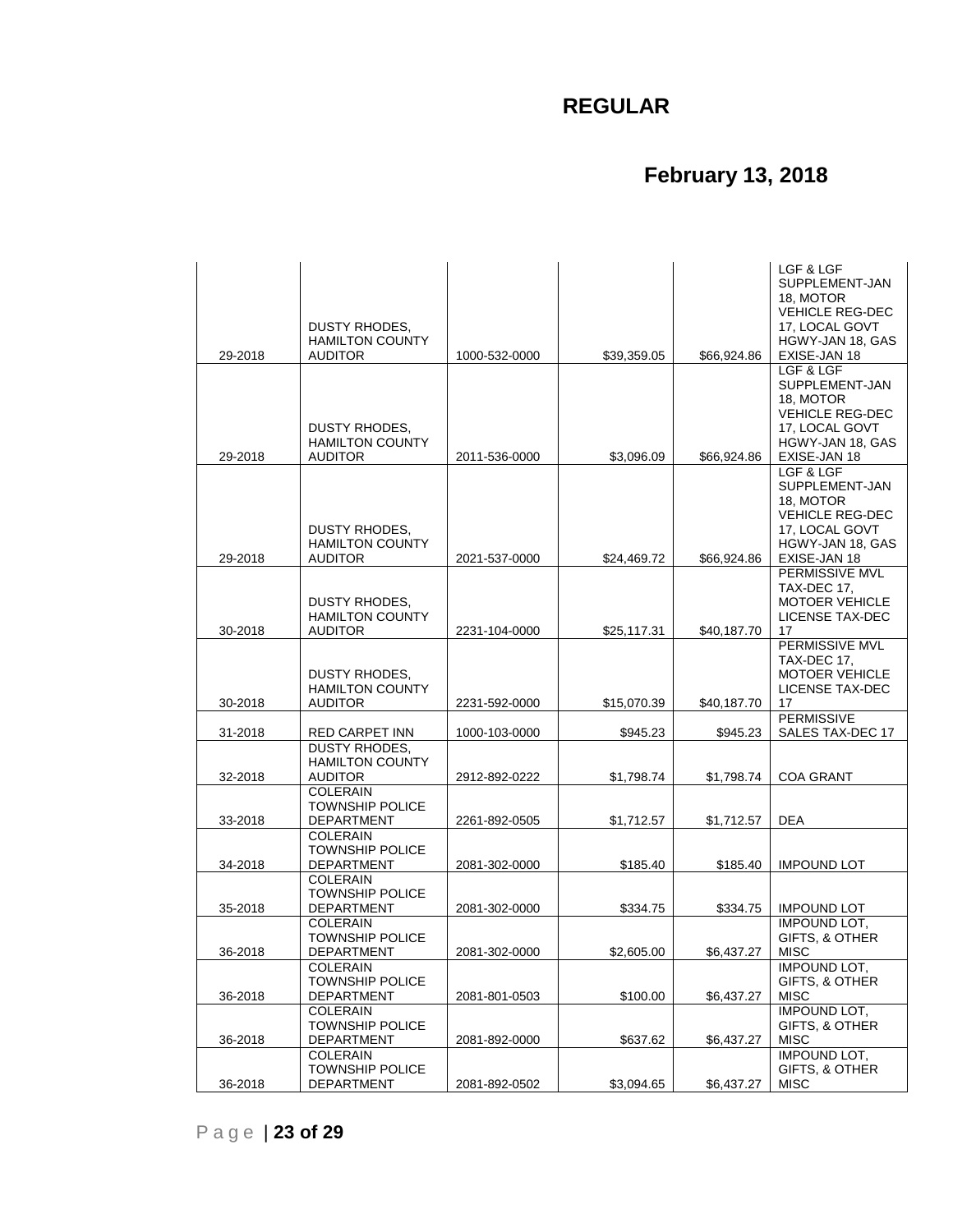# REGULAR

# February 13, 2018

| | | | | | |
|---|---|---|---|---|---|
| 29-2018 | DUSTY RHODES, HAMILTON COUNTY AUDITOR | 1000-532-0000 | $39,359.05 | $66,924.86 | LGF & LGF SUPPLEMENT-JAN 18, MOTOR VEHICLE REG-DEC 17, LOCAL GOVT HGWY-JAN 18, GAS EXISE-JAN 18 |
| 29-2018 | DUSTY RHODES, HAMILTON COUNTY AUDITOR | 2011-536-0000 | $3,096.09 | $66,924.86 | LGF & LGF SUPPLEMENT-JAN 18, MOTOR VEHICLE REG-DEC 17, LOCAL GOVT HGWY-JAN 18, GAS EXISE-JAN 18 |
| 29-2018 | DUSTY RHODES, HAMILTON COUNTY AUDITOR | 2021-537-0000 | $24,469.72 | $66,924.86 | LGF & LGF SUPPLEMENT-JAN 18, MOTOR VEHICLE REG-DEC 17, LOCAL GOVT HGWY-JAN 18, GAS EXISE-JAN 18 |
| 30-2018 | DUSTY RHODES, HAMILTON COUNTY AUDITOR | 2231-104-0000 | $25,117.31 | $40,187.70 | PERMISSIVE MVL TAX-DEC 17, MOTOER VEHICLE LICENSE TAX-DEC 17 |
| 30-2018 | DUSTY RHODES, HAMILTON COUNTY AUDITOR | 2231-592-0000 | $15,070.39 | $40,187.70 | PERMISSIVE MVL TAX-DEC 17, MOTOER VEHICLE LICENSE TAX-DEC 17 |
| 31-2018 | RED CARPET INN | 1000-103-0000 | $945.23 | $945.23 | PERMISSIVE SALES TAX-DEC 17 |
| 32-2018 | DUSTY RHODES, HAMILTON COUNTY AUDITOR | 2912-892-0222 | $1,798.74 | $1,798.74 | COA GRANT |
| 33-2018 | COLERAIN TOWNSHIP POLICE DEPARTMENT | 2261-892-0505 | $1,712.57 | $1,712.57 | DEA |
| 34-2018 | COLERAIN TOWNSHIP POLICE DEPARTMENT | 2081-302-0000 | $185.40 | $185.40 | IMPOUND LOT |
| 35-2018 | COLERAIN TOWNSHIP POLICE DEPARTMENT | 2081-302-0000 | $334.75 | $334.75 | IMPOUND LOT |
| 36-2018 | COLERAIN TOWNSHIP POLICE DEPARTMENT | 2081-302-0000 | $2,605.00 | $6,437.27 | IMPOUND LOT, GIFTS, & OTHER MISC |
| 36-2018 | COLERAIN TOWNSHIP POLICE DEPARTMENT | 2081-801-0503 | $100.00 | $6,437.27 | IMPOUND LOT, GIFTS, & OTHER MISC |
| 36-2018 | COLERAIN TOWNSHIP POLICE DEPARTMENT | 2081-892-0000 | $637.62 | $6,437.27 | IMPOUND LOT, GIFTS, & OTHER MISC |
| 36-2018 | COLERAIN TOWNSHIP POLICE DEPARTMENT | 2081-892-0502 | $3,094.65 | $6,437.27 | IMPOUND LOT, GIFTS, & OTHER MISC |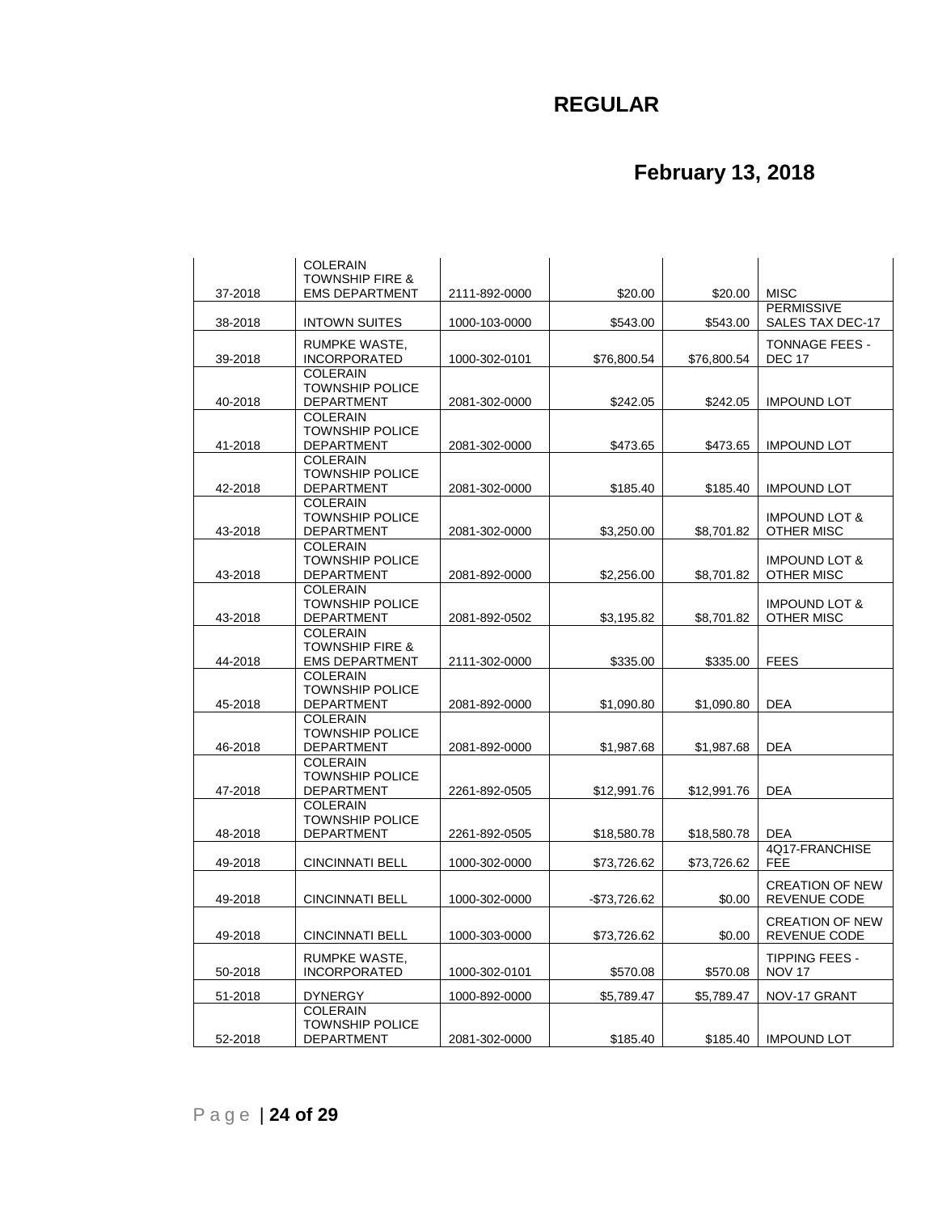# REGULAR

# February 13, 2018

| | | | | | |
|---|---|---|---|---|---|
| 37-2018 | COLERAIN TOWNSHIP FIRE & EMS DEPARTMENT | 2111-892-0000 | $20.00 | $20.00 | MISC |
| 38-2018 | INTOWN SUITES | 1000-103-0000 | $543.00 | $543.00 | PERMISSIVE SALES TAX DEC-17 |
| 39-2018 | RUMPKE WASTE, INCORPORATED | 1000-302-0101 | $76,800.54 | $76,800.54 | TONNAGE FEES - DEC 17 |
| 40-2018 | COLERAIN TOWNSHIP POLICE DEPARTMENT | 2081-302-0000 | $242.05 | $242.05 | IMPOUND LOT |
| 41-2018 | COLERAIN TOWNSHIP POLICE DEPARTMENT | 2081-302-0000 | $473.65 | $473.65 | IMPOUND LOT |
| 42-2018 | COLERAIN TOWNSHIP POLICE DEPARTMENT | 2081-302-0000 | $185.40 | $185.40 | IMPOUND LOT |
| 43-2018 | COLERAIN TOWNSHIP POLICE DEPARTMENT | 2081-302-0000 | $3,250.00 | $8,701.82 | IMPOUND LOT & OTHER MISC |
| 43-2018 | COLERAIN TOWNSHIP POLICE DEPARTMENT | 2081-892-0000 | $2,256.00 | $8,701.82 | IMPOUND LOT & OTHER MISC |
| 43-2018 | COLERAIN TOWNSHIP POLICE DEPARTMENT | 2081-892-0502 | $3,195.82 | $8,701.82 | IMPOUND LOT & OTHER MISC |
| 44-2018 | COLERAIN TOWNSHIP FIRE & EMS DEPARTMENT | 2111-302-0000 | $335.00 | $335.00 | FEES |
| 45-2018 | COLERAIN TOWNSHIP POLICE DEPARTMENT | 2081-892-0000 | $1,090.80 | $1,090.80 | DEA |
| 46-2018 | COLERAIN TOWNSHIP POLICE DEPARTMENT | 2081-892-0000 | $1,987.68 | $1,987.68 | DEA |
| 47-2018 | COLERAIN TOWNSHIP POLICE DEPARTMENT | 2261-892-0505 | $12,991.76 | $12,991.76 | DEA |
| 48-2018 | COLERAIN TOWNSHIP POLICE DEPARTMENT | 2261-892-0505 | $18,580.78 | $18,580.78 | DEA |
| 49-2018 | CINCINNATI BELL | 1000-302-0000 | $73,726.62 | $73,726.62 | 4Q17-FRANCHISE FEE |
| 49-2018 | CINCINNATI BELL | 1000-302-0000 | -$73,726.62 | $0.00 | CREATION OF NEW REVENUE CODE |
| 49-2018 | CINCINNATI BELL | 1000-303-0000 | $73,726.62 | $0.00 | CREATION OF NEW REVENUE CODE |
| 50-2018 | RUMPKE WASTE, INCORPORATED | 1000-302-0101 | $570.08 | $570.08 | TIPPING FEES - NOV 17 |
| 51-2018 | DYNERGY | 1000-892-0000 | $5,789.47 | $5,789.47 | NOV-17 GRANT |
| 52-2018 | COLERAIN TOWNSHIP POLICE DEPARTMENT | 2081-302-0000 | $185.40 | $185.40 | IMPOUND LOT |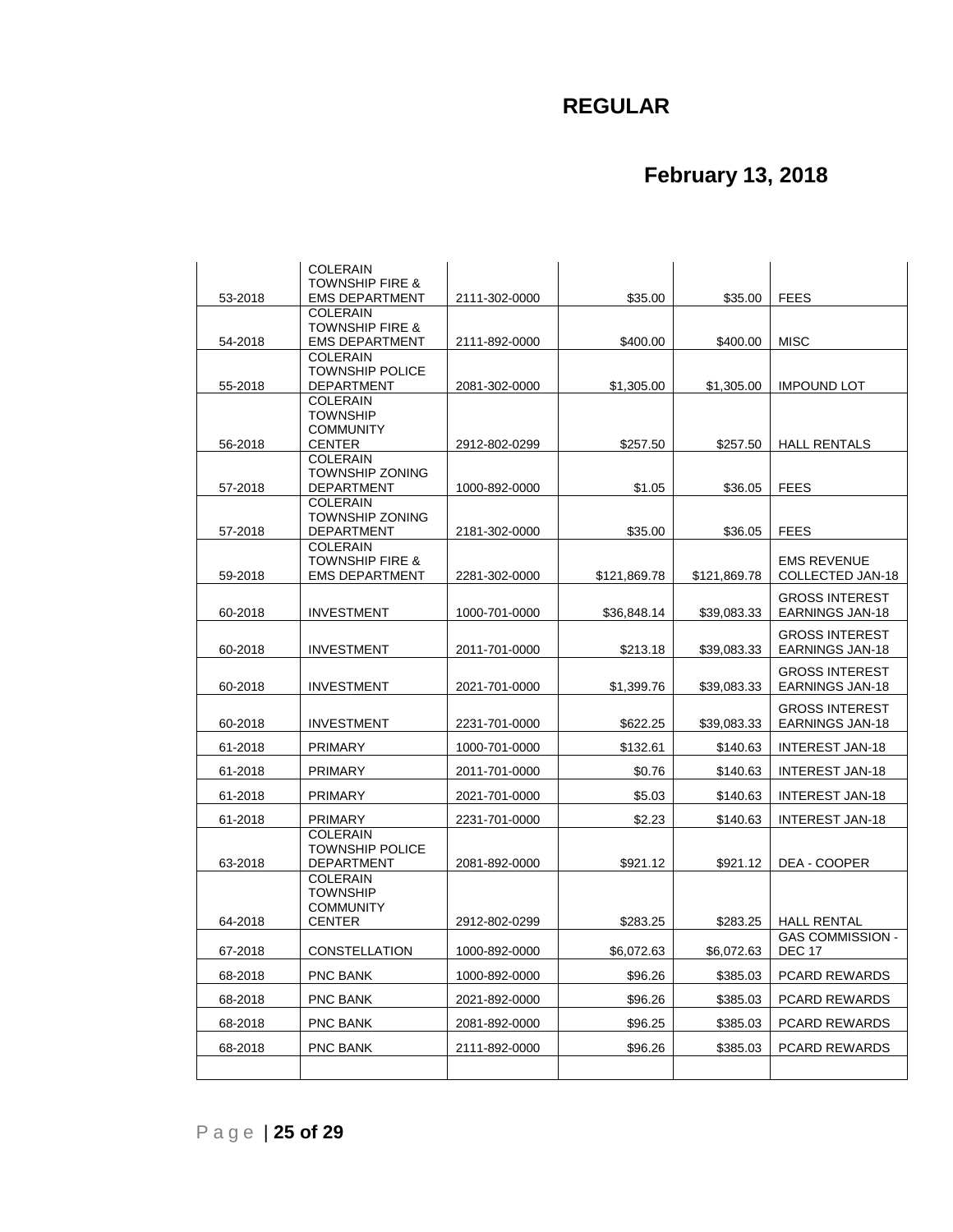# REGULAR

## February 13, 2018

| | | | | | |
|---|---|---|---|---|---|
| 53-2018 | COLERAIN TOWNSHIP FIRE & EMS DEPARTMENT | 2111-302-0000 | $35.00 | $35.00 | FEES |
| 54-2018 | COLERAIN TOWNSHIP FIRE & EMS DEPARTMENT | 2111-892-0000 | $400.00 | $400.00 | MISC |
| 55-2018 | COLERAIN TOWNSHIP POLICE DEPARTMENT | 2081-302-0000 | $1,305.00 | $1,305.00 | IMPOUND LOT |
| 56-2018 | COLERAIN TOWNSHIP COMMUNITY CENTER | 2912-802-0299 | $257.50 | $257.50 | HALL RENTALS |
| 57-2018 | COLERAIN TOWNSHIP ZONING DEPARTMENT | 1000-892-0000 | $1.05 | $36.05 | FEES |
| 57-2018 | COLERAIN TOWNSHIP ZONING DEPARTMENT | 2181-302-0000 | $35.00 | $36.05 | FEES |
| 59-2018 | COLERAIN TOWNSHIP FIRE & EMS DEPARTMENT | 2281-302-0000 | $121,869.78 | $121,869.78 | EMS REVENUE COLLECTED JAN-18 |
| 60-2018 | INVESTMENT | 1000-701-0000 | $36,848.14 | $39,083.33 | GROSS INTEREST EARNINGS JAN-18 |
| 60-2018 | INVESTMENT | 2011-701-0000 | $213.18 | $39,083.33 | GROSS INTEREST EARNINGS JAN-18 |
| 60-2018 | INVESTMENT | 2021-701-0000 | $1,399.76 | $39,083.33 | GROSS INTEREST EARNINGS JAN-18 |
| 60-2018 | INVESTMENT | 2231-701-0000 | $622.25 | $39,083.33 | GROSS INTEREST EARNINGS JAN-18 |
| 61-2018 | PRIMARY | 1000-701-0000 | $132.61 | $140.63 | INTEREST JAN-18 |
| 61-2018 | PRIMARY | 2011-701-0000 | $0.76 | $140.63 | INTEREST JAN-18 |
| 61-2018 | PRIMARY | 2021-701-0000 | $5.03 | $140.63 | INTEREST JAN-18 |
| 61-2018 | PRIMARY | 2231-701-0000 | $2.23 | $140.63 | INTEREST JAN-18 |
| 63-2018 | COLERAIN TOWNSHIP POLICE DEPARTMENT | 2081-892-0000 | $921.12 | $921.12 | DEA - COOPER |
| 64-2018 | COLERAIN TOWNSHIP COMMUNITY CENTER | 2912-802-0299 | $283.25 | $283.25 | HALL RENTAL |
| 67-2018 | CONSTELLATION | 1000-892-0000 | $6,072.63 | $6,072.63 | GAS COMMISSION - DEC 17 |
| 68-2018 | PNC BANK | 1000-892-0000 | $96.26 | $385.03 | PCARD REWARDS |
| 68-2018 | PNC BANK | 2021-892-0000 | $96.26 | $385.03 | PCARD REWARDS |
| 68-2018 | PNC BANK | 2081-892-0000 | $96.25 | $385.03 | PCARD REWARDS |
| 68-2018 | PNC BANK | 2111-892-0000 | $96.26 | $385.03 | PCARD REWARDS |
| | | | | | |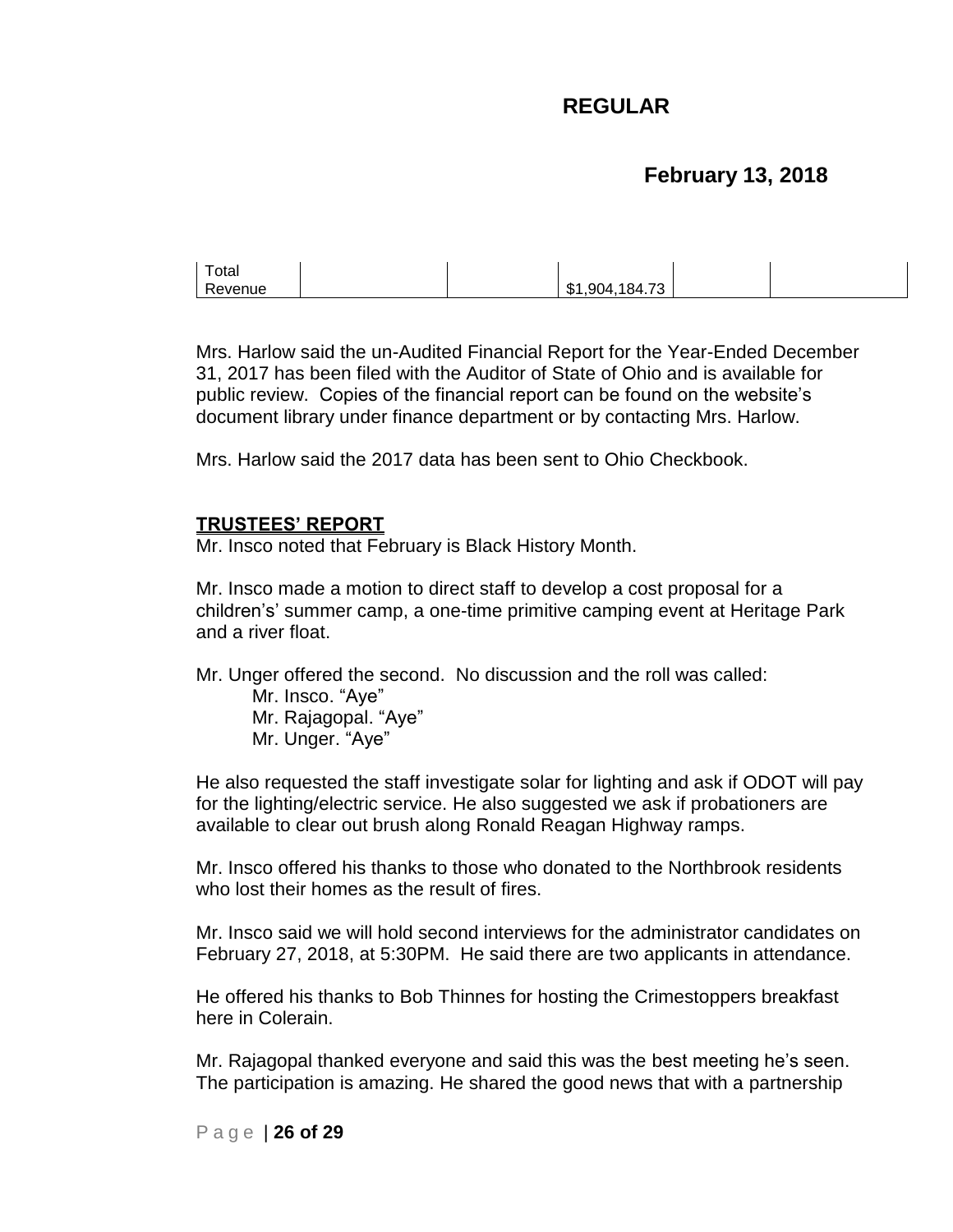| | | | | | |
|---|---|---|---|---|---|
| Total Revenue | | | $1,904,184.73 | | |

Mrs. Harlow said the un-Audited Financial Report for the Year-Ended December 31, 2017 has been filed with the Auditor of State of Ohio and is available for public review. Copies of the financial report can be found on the website's document library under finance department or by contacting Mrs. Harlow.

Mrs. Harlow said the 2017 data has been sent to Ohio Checkbook.

## TRUSTEES' REPORT

Mr. Insco noted that February is Black History Month.

Mr. Insco made a motion to direct staff to develop a cost proposal for a children's' summer camp, a one-time primitive camping event at Heritage Park and a river float.

Mr. Unger offered the second. No discussion and the roll was called:

Mr. Insco. "Aye"
Mr. Rajagopal. "Aye"
Mr. Unger. "Aye"

He also requested the staff investigate solar for lighting and ask if ODOT will pay for the lighting/electric service. He also suggested we ask if probationers are available to clear out brush along Ronald Reagan Highway ramps.

Mr. Insco offered his thanks to those who donated to the Northbrook residents who lost their homes as the result of fires.

Mr. Insco said we will hold second interviews for the administrator candidates on February 27, 2018, at 5:30PM. He said there are two applicants in attendance.

He offered his thanks to Bob Thinnes for hosting the Crimestoppers breakfast here in Colerain.

Mr. Rajagopal thanked everyone and said this was the best meeting he's seen. The participation is amazing. He shared the good news that with a partnership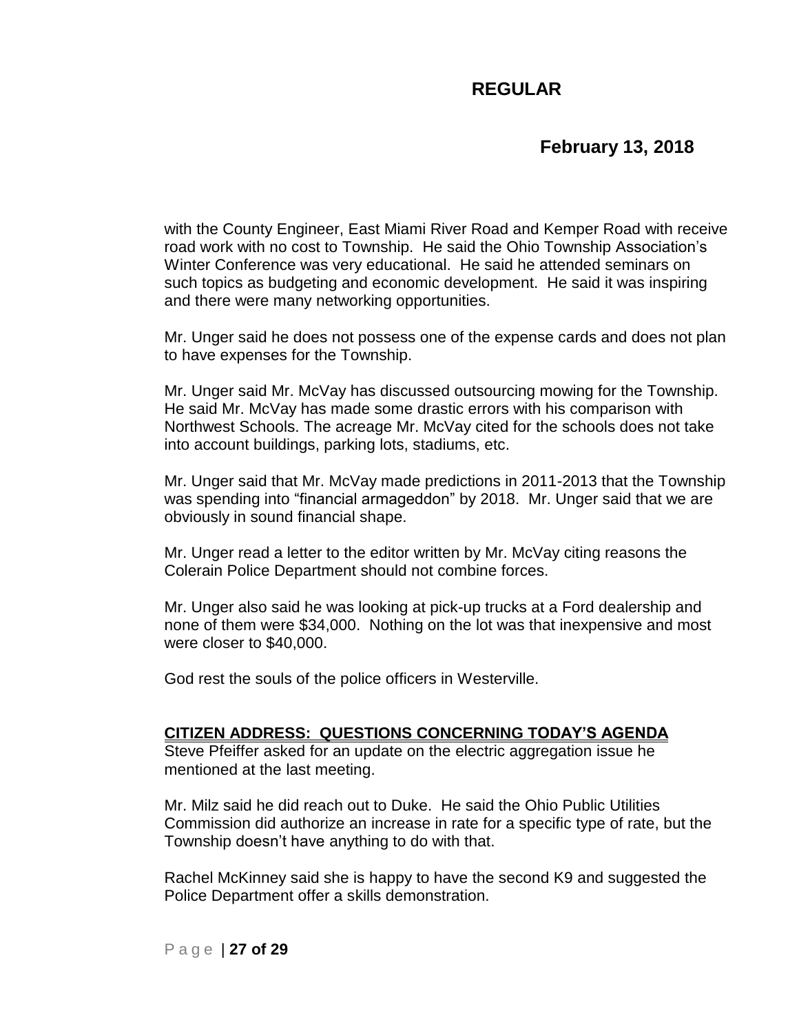with the County Engineer, East Miami River Road and Kemper Road with receive road work with no cost to Township. He said the Ohio Township Association's Winter Conference was very educational. He said he attended seminars on such topics as budgeting and economic development. He said it was inspiring and there were many networking opportunities.

Mr. Unger said he does not possess one of the expense cards and does not plan to have expenses for the Township.

Mr. Unger said Mr. McVay has discussed outsourcing mowing for the Township. He said Mr. McVay has made some drastic errors with his comparison with Northwest Schools. The acreage Mr. McVay cited for the schools does not take into account buildings, parking lots, stadiums, etc.

Mr. Unger said that Mr. McVay made predictions in 2011-2013 that the Township was spending into "financial armageddon" by 2018. Mr. Unger said that we are obviously in sound financial shape.

Mr. Unger read a letter to the editor written by Mr. McVay citing reasons the Colerain Police Department should not combine forces.

Mr. Unger also said he was looking at pick-up trucks at a Ford dealership and none of them were $34,000. Nothing on the lot was that inexpensive and most were closer to $40,000.

God rest the souls of the police officers in Westerville.

**CITIZEN ADDRESS: QUESTIONS CONCERNING TODAY'S AGENDA**

Steve Pfeiffer asked for an update on the electric aggregation issue he mentioned at the last meeting.

Mr. Milz said he did reach out to Duke. He said the Ohio Public Utilities Commission did authorize an increase in rate for a specific type of rate, but the Township doesn't have anything to do with that.

Rachel McKinney said she is happy to have the second K9 and suggested the Police Department offer a skills demonstration.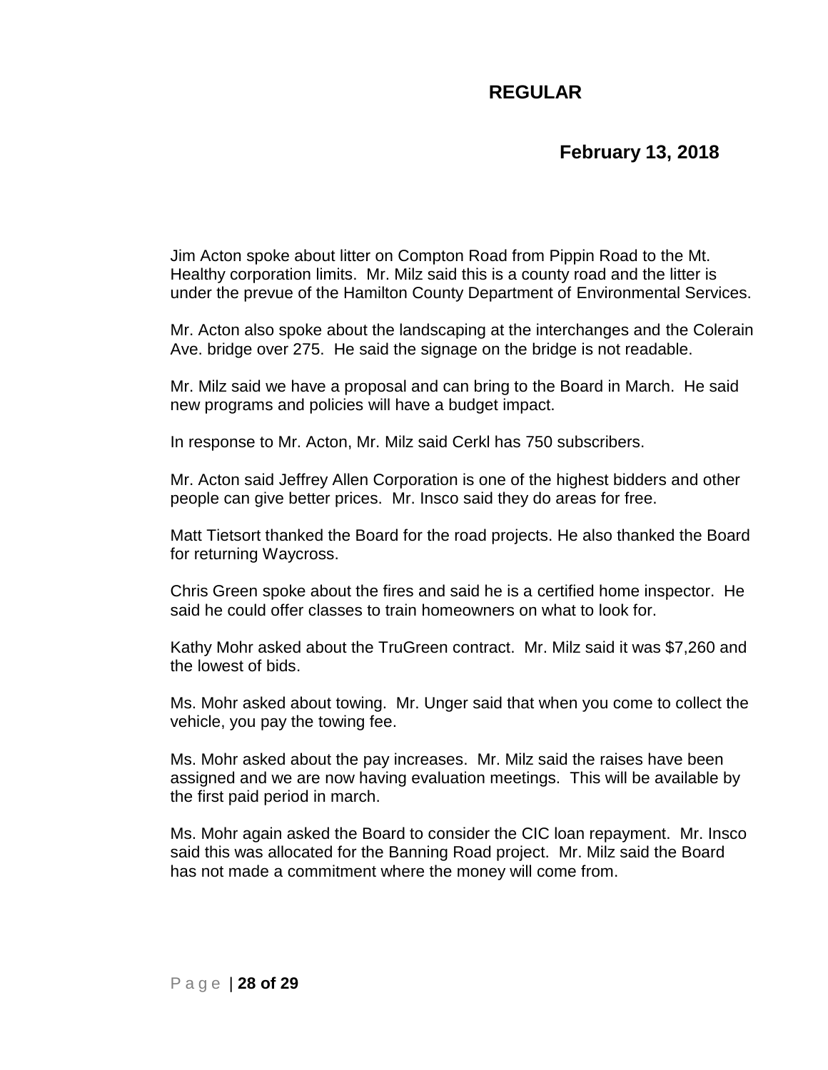**REGULAR**

**February 13, 2018**

Jim Acton spoke about litter on Compton Road from Pippin Road to the Mt. Healthy corporation limits. Mr. Milz said this is a county road and the litter is under the prevue of the Hamilton County Department of Environmental Services.

Mr. Acton also spoke about the landscaping at the interchanges and the Colerain Ave. bridge over 275. He said the signage on the bridge is not readable.

Mr. Milz said we have a proposal and can bring to the Board in March. He said new programs and policies will have a budget impact.

In response to Mr. Acton, Mr. Milz said Cerkl has 750 subscribers.

Mr. Acton said Jeffrey Allen Corporation is one of the highest bidders and other people can give better prices. Mr. Insco said they do areas for free.

Matt Tietsort thanked the Board for the road projects. He also thanked the Board for returning Waycross.

Chris Green spoke about the fires and said he is a certified home inspector. He said he could offer classes to train homeowners on what to look for.

Kathy Mohr asked about the TruGreen contract. Mr. Milz said it was $7,260 and the lowest of bids.

Ms. Mohr asked about towing. Mr. Unger said that when you come to collect the vehicle, you pay the towing fee.

Ms. Mohr asked about the pay increases. Mr. Milz said the raises have been assigned and we are now having evaluation meetings. This will be available by the first paid period in march.

Ms. Mohr again asked the Board to consider the CIC loan repayment. Mr. Insco said this was allocated for the Banning Road project. Mr. Milz said the Board has not made a commitment where the money will come from.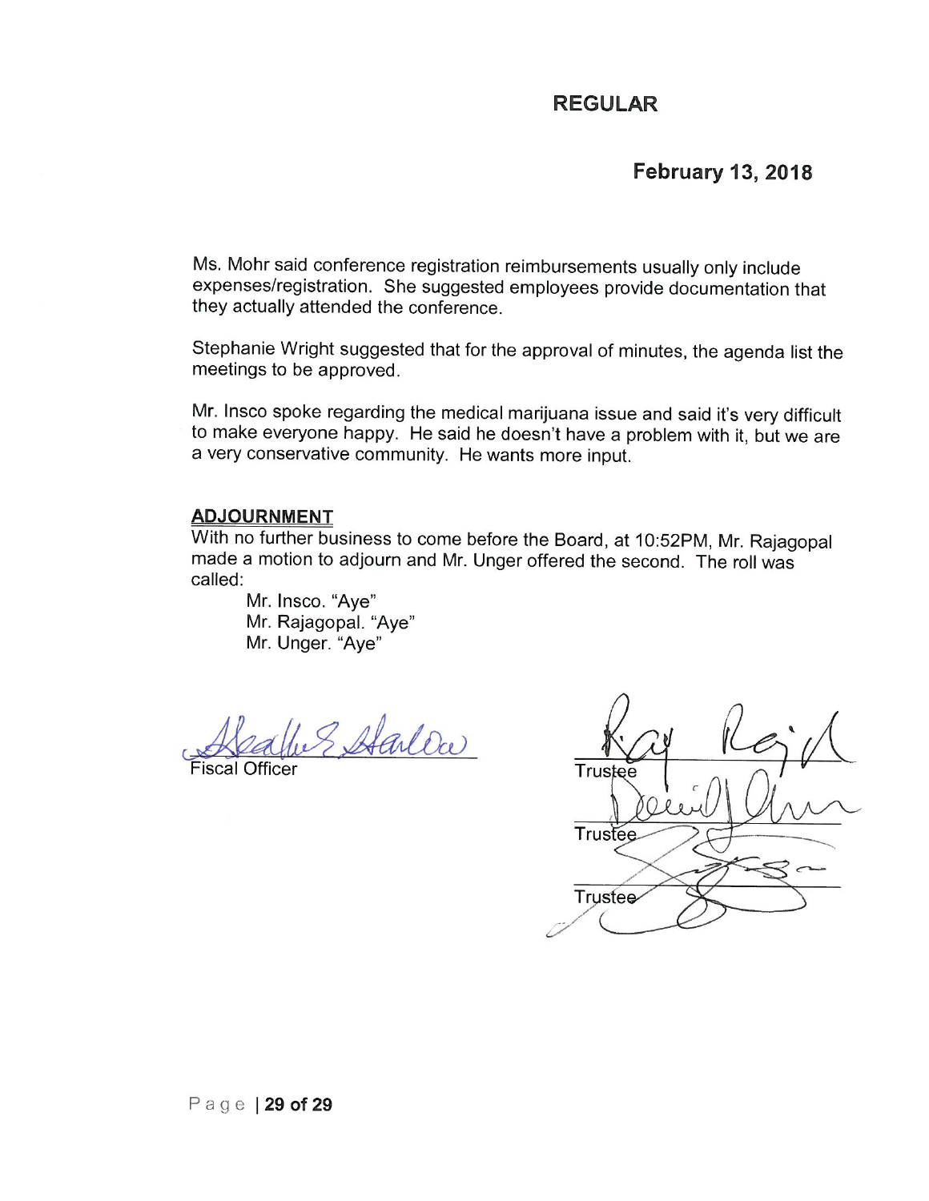**REGULAR**

**February 13, 2018**

Ms. Mohr said conference registration reimbursements usually only include expenses/registration. She suggested employees provide documentation that they actually attended the conference.

Stephanie Wright suggested that for the approval of minutes, the agenda list the meetings to be approved.

Mr. Insco spoke regarding the medical marijuana issue and said it's very difficult to make everyone happy. He said he doesn't have a problem with it, but we are a very conservative community. He wants more input.

## ADJOURNMENT

With no further business to come before the Board, at 10:52PM, Mr. Rajagopal made a motion to adjourn and Mr. Unger offered the second. The roll was called:

Mr. Insco. "Aye"
Mr. Rajagopal. "Aye"
Mr. Unger. "Aye"

Fiscal Officer

Trustee

Trustee

Trustee